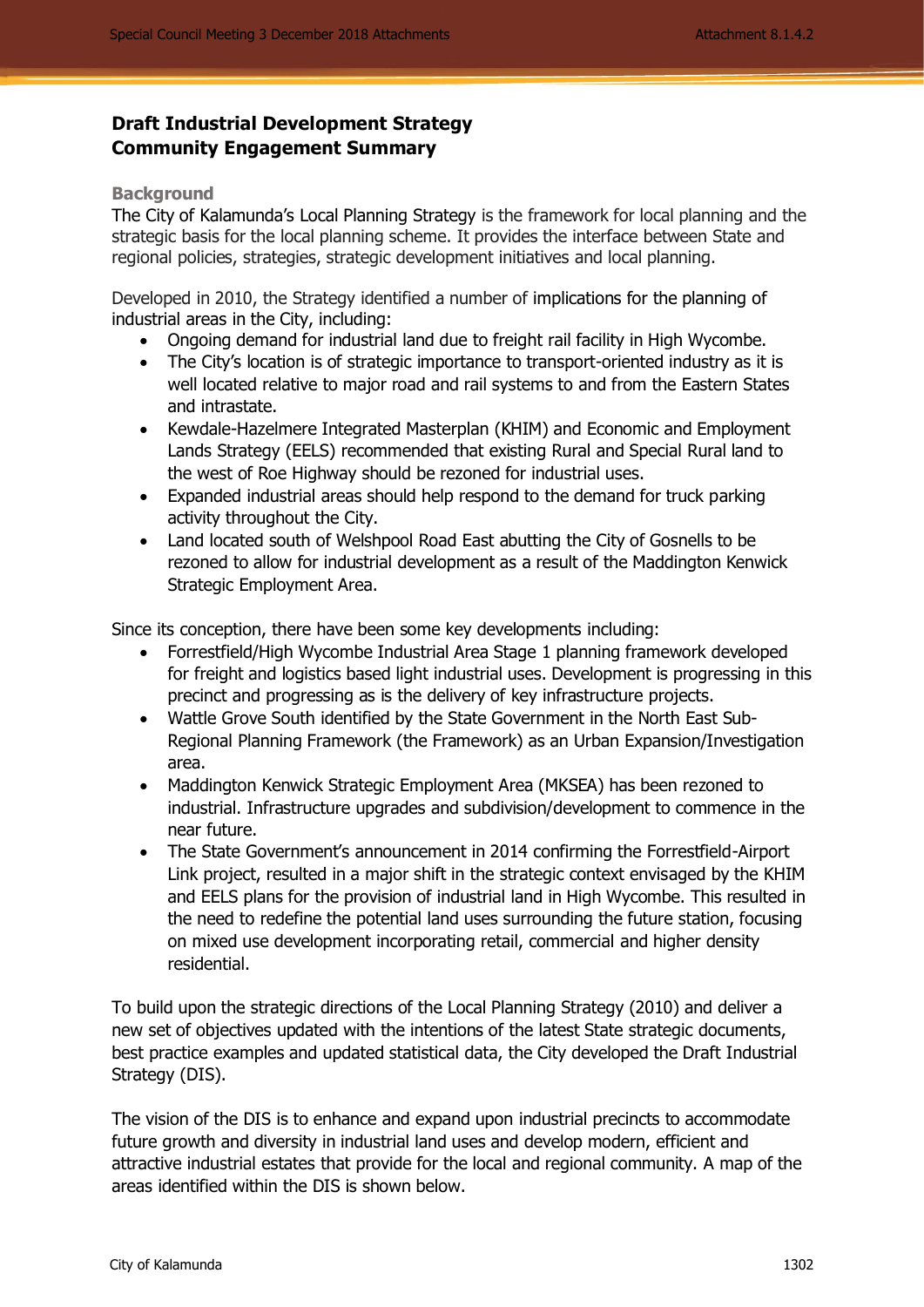# Draft Industrial Development Strategy
# Community Engagement Summary

## Background

The City of Kalamunda's Local Planning Strategy is the framework for local planning and the strategic basis for the local planning scheme. It provides the interface between State and regional policies, strategies, strategic development initiatives and local planning.

Developed in 2010, the Strategy identified a number of implications for the planning of industrial areas in the City, including:

- Ongoing demand for industrial land due to freight rail facility in High Wycombe.
- The City's location is of strategic importance to transport-oriented industry as it is well located relative to major road and rail systems to and from the Eastern States and intrastate.
- Kewdale-Hazelmere Integrated Masterplan (KHIM) and Economic and Employment Lands Strategy (EELS) recommended that existing Rural and Special Rural land to the west of Roe Highway should be rezoned for industrial uses.
- Expanded industrial areas should help respond to the demand for truck parking activity throughout the City.
- Land located south of Welshpool Road East abutting the City of Gosnells to be rezoned to allow for industrial development as a result of the Maddington Kenwick Strategic Employment Area.

Since its conception, there have been some key developments including:

- Forrestfield/High Wycombe Industrial Area Stage 1 planning framework developed for freight and logistics based light industrial uses. Development is progressing in this precinct and progressing as is the delivery of key infrastructure projects.
- Wattle Grove South identified by the State Government in the North East Sub-Regional Planning Framework (the Framework) as an Urban Expansion/Investigation area.
- Maddington Kenwick Strategic Employment Area (MKSEA) has been rezoned to industrial. Infrastructure upgrades and subdivision/development to commence in the near future.
- The State Government's announcement in 2014 confirming the Forrestfield-Airport Link project, resulted in a major shift in the strategic context envisaged by the KHIM and EELS plans for the provision of industrial land in High Wycombe. This resulted in the need to redefine the potential land uses surrounding the future station, focusing on mixed use development incorporating retail, commercial and higher density residential.

To build upon the strategic directions of the Local Planning Strategy (2010) and deliver a new set of objectives updated with the intentions of the latest State strategic documents, best practice examples and updated statistical data, the City developed the Draft Industrial Strategy (DIS).

The vision of the DIS is to enhance and expand upon industrial precincts to accommodate future growth and diversity in industrial land uses and develop modern, efficient and attractive industrial estates that provide for the local and regional community. A map of the areas identified within the DIS is shown below.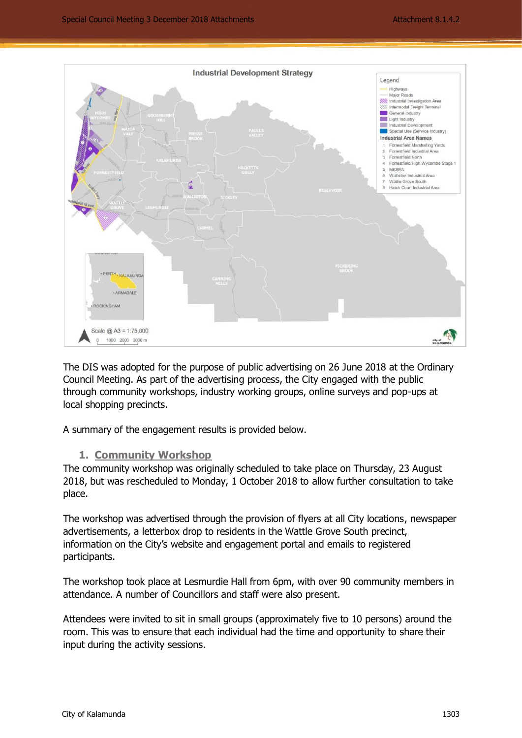The DIS was adopted for the purpose of public advertising on 26 June 2018 at the Ordinary Council Meeting. As part of the advertising process, the City engaged with the public through community workshops, industry working groups, online surveys and pop-ups at local shopping precincts.

A summary of the engagement results is provided below.

## 1. Community Workshop

The community workshop was originally scheduled to take place on Thursday, 23 August 2018, but was rescheduled to Monday, 1 October 2018 to allow further consultation to take place.

The workshop was advertised through the provision of flyers at all City locations, newspaper advertisements, a letterbox drop to residents in the Wattle Grove South precinct, information on the City's website and engagement portal and emails to registered participants.

The workshop took place at Lesmurdie Hall from 6pm, with over 90 community members in attendance. A number of Councillors and staff were also present.

Attendees were invited to sit in small groups (approximately five to 10 persons) around the room. This was to ensure that each individual had the time and opportunity to share their input during the activity sessions.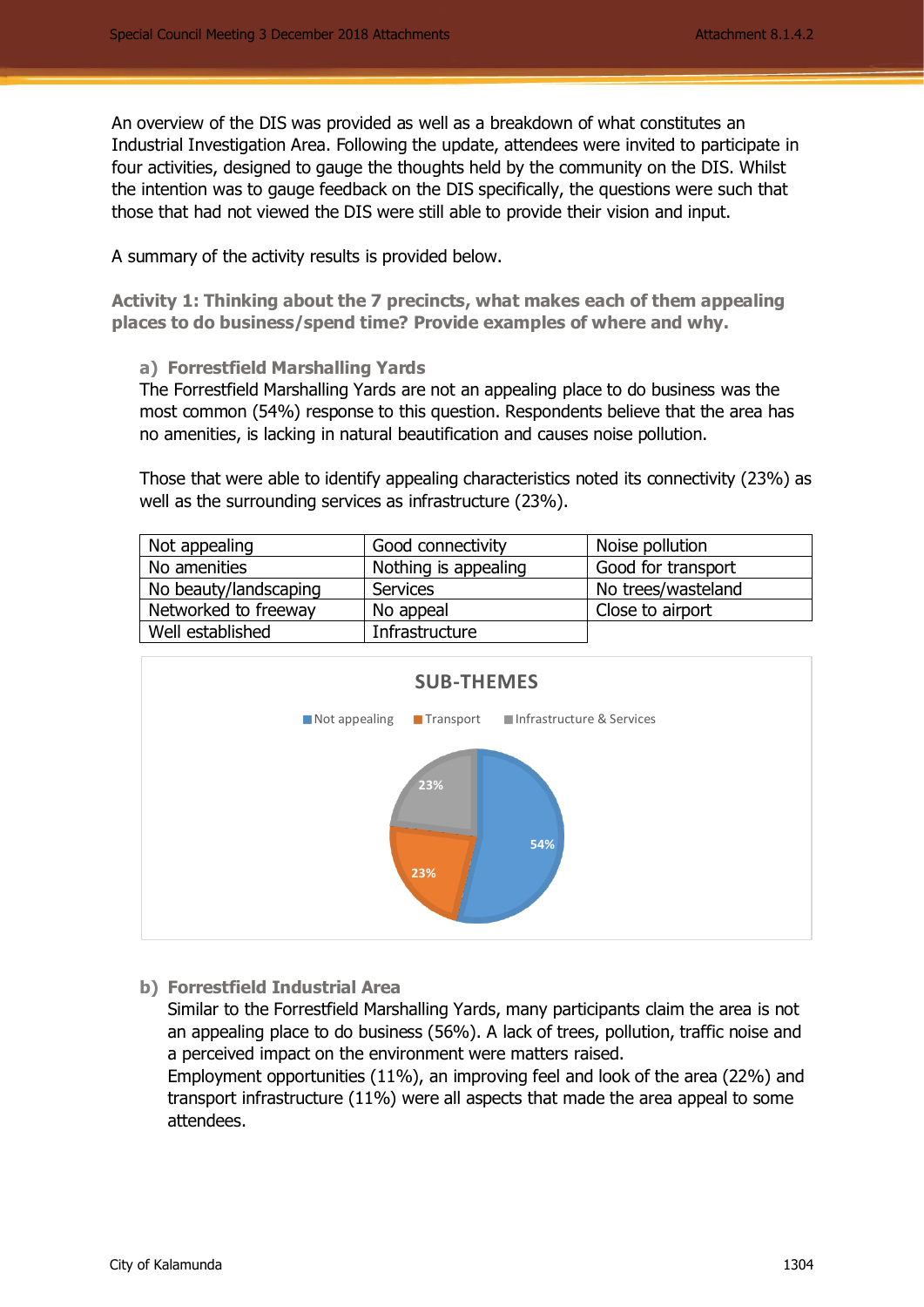An overview of the DIS was provided as well as a breakdown of what constitutes an Industrial Investigation Area. Following the update, attendees were invited to participate in four activities, designed to gauge the thoughts held by the community on the DIS. Whilst the intention was to gauge feedback on the DIS specifically, the questions were such that those that had not viewed the DIS were still able to provide their vision and input.

A summary of the activity results is provided below.

### Activity 1: Thinking about the 7 precincts, what makes each of them appealing places to do business/spend time? Provide examples of where and why.

#### a) Forrestfield Marshalling Yards

The Forrestfield Marshalling Yards are not an appealing place to do business was the most common (54%) response to this question. Respondents believe that the area has no amenities, is lacking in natural beautification and causes noise pollution.

Those that were able to identify appealing characteristics noted its connectivity (23%) as well as the surrounding services as infrastructure (23%).

| | | |
|---|---|---|
| Not appealing | Good connectivity | Noise pollution |
| No amenities | Nothing is appealing | Good for transport |
| No beauty/landscaping | Services | No trees/wasteland |
| Networked to freeway | No appeal | Close to airport |
| Well established | Infrastructure | |

**SUB-THEMES**

| Sub-theme | % |
|---|---|
| Not appealing | 54% |
| Transport | 23% |
| Infrastructure & Services | 23% |

#### b) Forrestfield Industrial Area

Similar to the Forrestfield Marshalling Yards, many participants claim the area is not an appealing place to do business (56%). A lack of trees, pollution, traffic noise and a perceived impact on the environment were matters raised.

Employment opportunities (11%), an improving feel and look of the area (22%) and transport infrastructure (11%) were all aspects that made the area appeal to some attendees.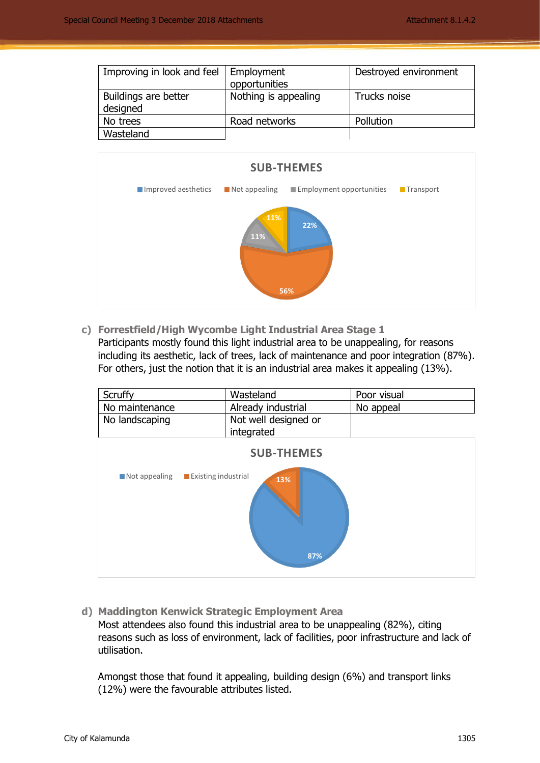| Improving in look and feel | Employment opportunities | Destroyed environment |
|---|---|---|
| Buildings are better designed | Nothing is appealing | Trucks noise |
| No trees | Road networks | Pollution |
| Wasteland | | |

**SUB-THEMES**

Improved aesthetics 22% · Not appealing 56% · Employment opportunities 11% · Transport 11%

c) **Forrestfield/High Wycombe Light Industrial Area Stage 1**

Participants mostly found this light industrial area to be unappealing, for reasons including its aesthetic, lack of trees, lack of maintenance and poor integration (87%). For others, just the notion that it is an industrial area makes it appealing (13%).

| Scruffy | Wasteland | Poor visual |
|---|---|---|
| No maintenance | Already industrial | No appeal |
| No landscaping | Not well designed or integrated | |

**SUB-THEMES**

Not appealing 87% · Existing industrial 13%

d) **Maddington Kenwick Strategic Employment Area**

Most attendees also found this industrial area to be unappealing (82%), citing reasons such as loss of environment, lack of facilities, poor infrastructure and lack of utilisation.

Amongst those that found it appealing, building design (6%) and transport links (12%) were the favourable attributes listed.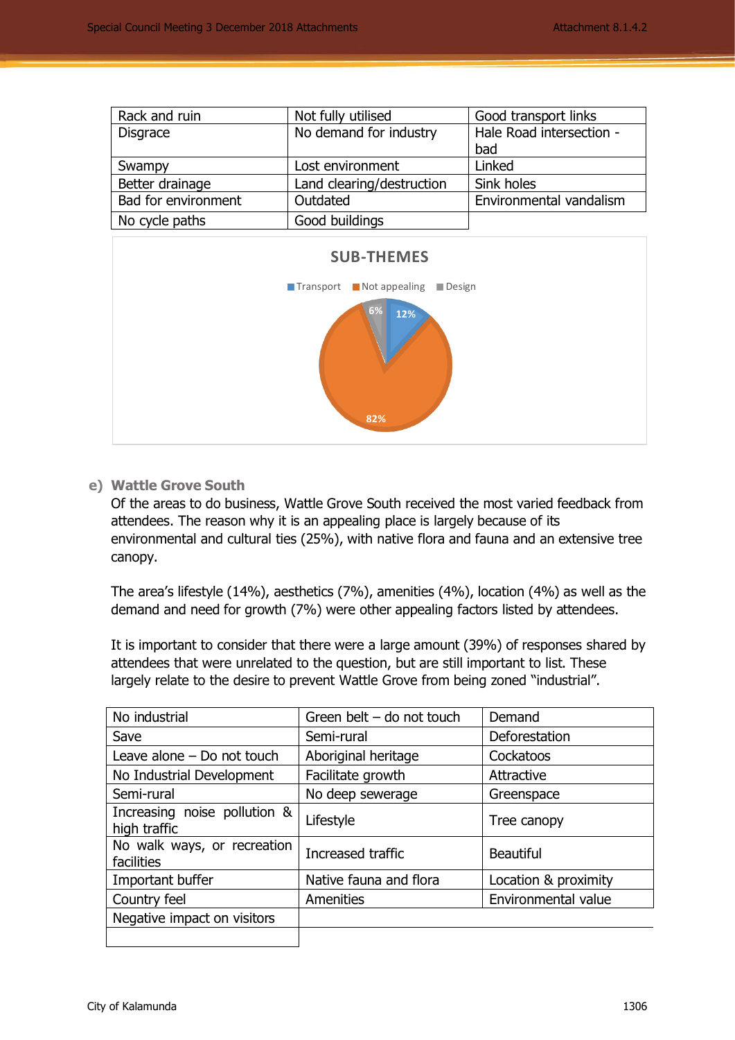| Rack and ruin | Not fully utilised | Good transport links |
| --- | --- | --- |
| Disgrace | No demand for industry | Hale Road intersection - bad |
| Swampy | Lost environment | Linked |
| Better drainage | Land clearing/destruction | Sink holes |
| Bad for environment | Outdated | Environmental vandalism |
| No cycle paths | Good buildings | |

SUB-THEMES

Transport 12%, Not appealing 82%, Design 6%

### e) Wattle Grove South

Of the areas to do business, Wattle Grove South received the most varied feedback from attendees. The reason why it is an appealing place is largely because of its environmental and cultural ties (25%), with native flora and fauna and an extensive tree canopy.

The area's lifestyle (14%), aesthetics (7%), amenities (4%), location (4%) as well as the demand and need for growth (7%) were other appealing factors listed by attendees.

It is important to consider that there were a large amount (39%) of responses shared by attendees that were unrelated to the question, but are still important to list. These largely relate to the desire to prevent Wattle Grove from being zoned "industrial".

| No industrial | Green belt – do not touch | Demand |
| --- | --- | --- |
| Save | Semi-rural | Deforestation |
| Leave alone – Do not touch | Aboriginal heritage | Cockatoos |
| No Industrial Development | Facilitate growth | Attractive |
| Semi-rural | No deep sewerage | Greenspace |
| Increasing noise pollution & high traffic | Lifestyle | Tree canopy |
| No walk ways, or recreation facilities | Increased traffic | Beautiful |
| Important buffer | Native fauna and flora | Location & proximity |
| Country feel | Amenities | Environmental value |
| Negative impact on visitors | | |
| | | |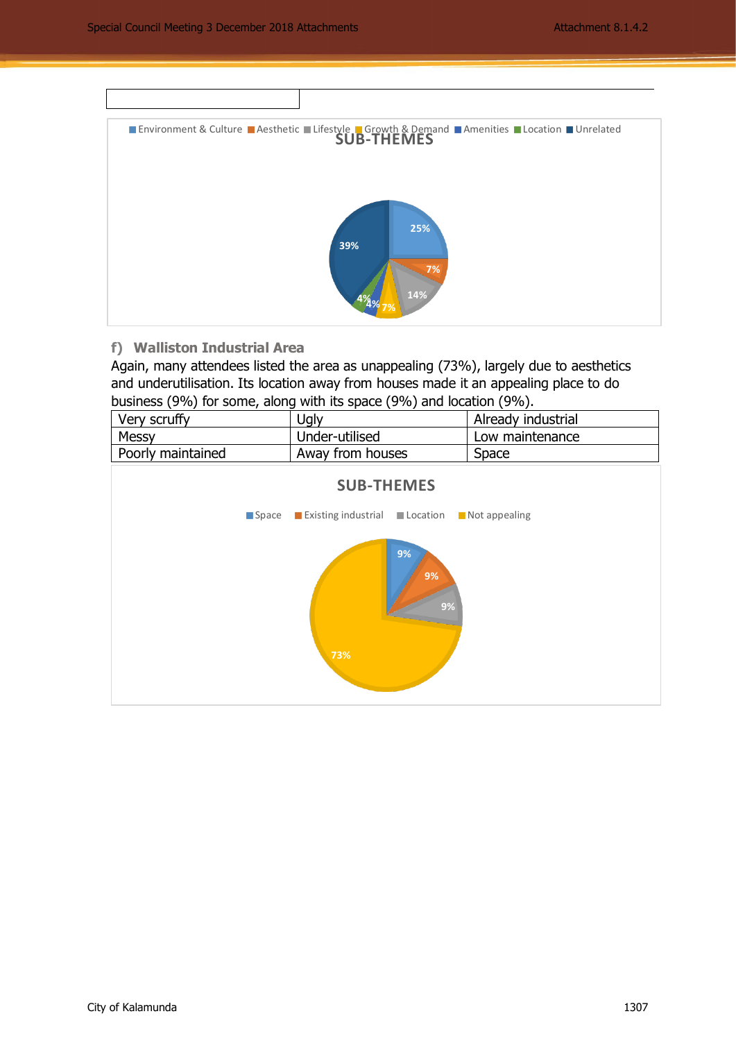| | |
|---|---|
| | |

**SUB-THEMES**

Environment & Culture | Aesthetic | Lifestyle | Growth & Demand | Amenities | Location | Unrelated

25% | 7% | 14% | 7% | 4% | 4% | 39%

### f) Walliston Industrial Area

Again, many attendees listed the area as unappealing (73%), largely due to aesthetics and underutilisation. Its location away from houses made it an appealing place to do business (9%) for some, along with its space (9%) and location (9%).

| Very scruffy | Ugly | Already industrial |
|---|---|---|
| Messy | Under-utilised | Low maintenance |
| Poorly maintained | Away from houses | Space |

**SUB-THEMES**

Space | Existing industrial | Location | Not appealing

9% | 9% | 9% | 73%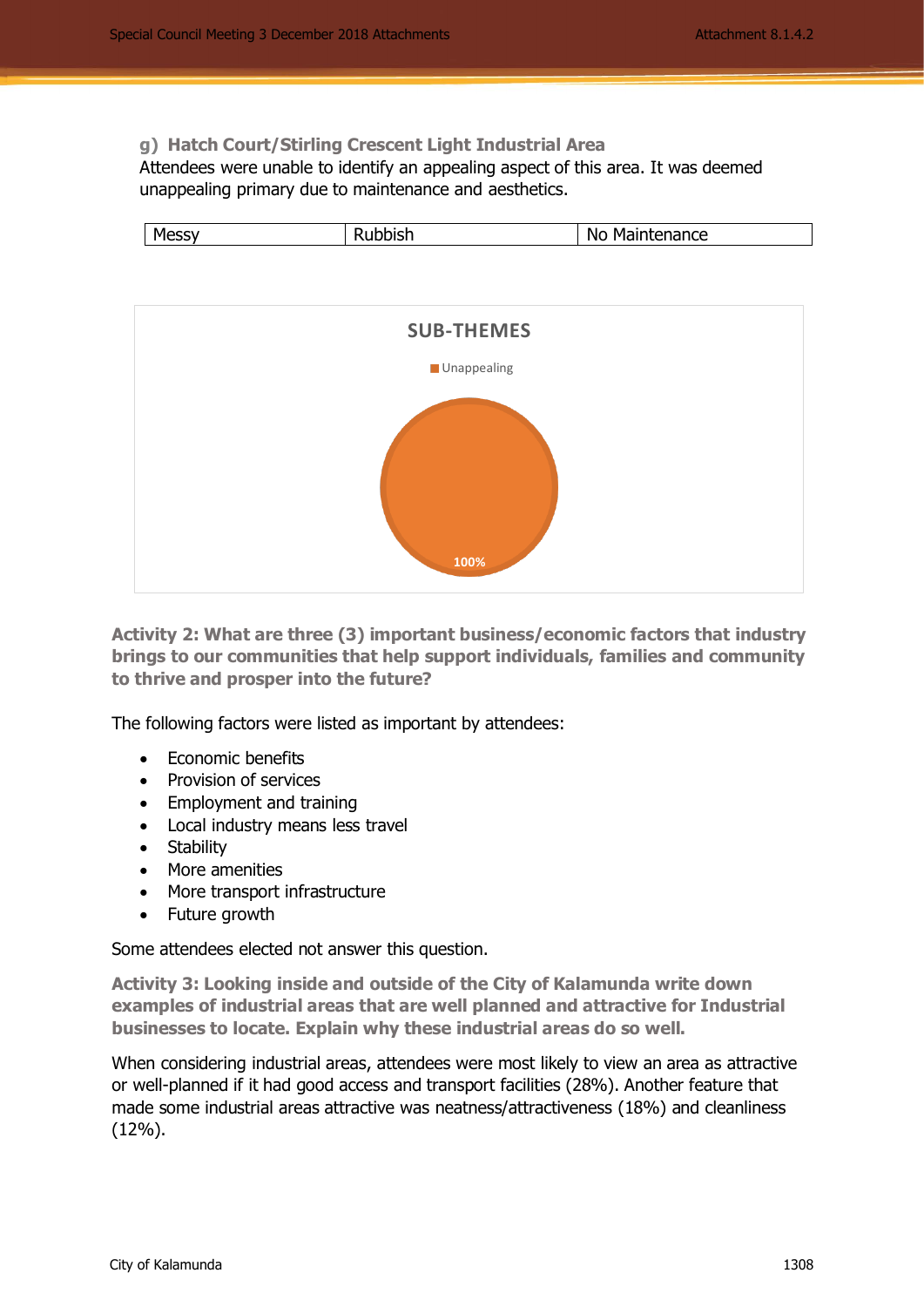### g) Hatch Court/Stirling Crescent Light Industrial Area

Attendees were unable to identify an appealing aspect of this area. It was deemed unappealing primary due to maintenance and aesthetics.

| Messy | Rubbish | No Maintenance |
|---|---|---|

**SUB-THEMES**

Unappealing

100%

**Activity 2: What are three (3) important business/economic factors that industry brings to our communities that help support individuals, families and community to thrive and prosper into the future?**

The following factors were listed as important by attendees:

- Economic benefits
- Provision of services
- Employment and training
- Local industry means less travel
- Stability
- More amenities
- More transport infrastructure
- Future growth

Some attendees elected not answer this question.

**Activity 3: Looking inside and outside of the City of Kalamunda write down examples of industrial areas that are well planned and attractive for Industrial businesses to locate. Explain why these industrial areas do so well.**

When considering industrial areas, attendees were most likely to view an area as attractive or well-planned if it had good access and transport facilities (28%). Another feature that made some industrial areas attractive was neatness/attractiveness (18%) and cleanliness (12%).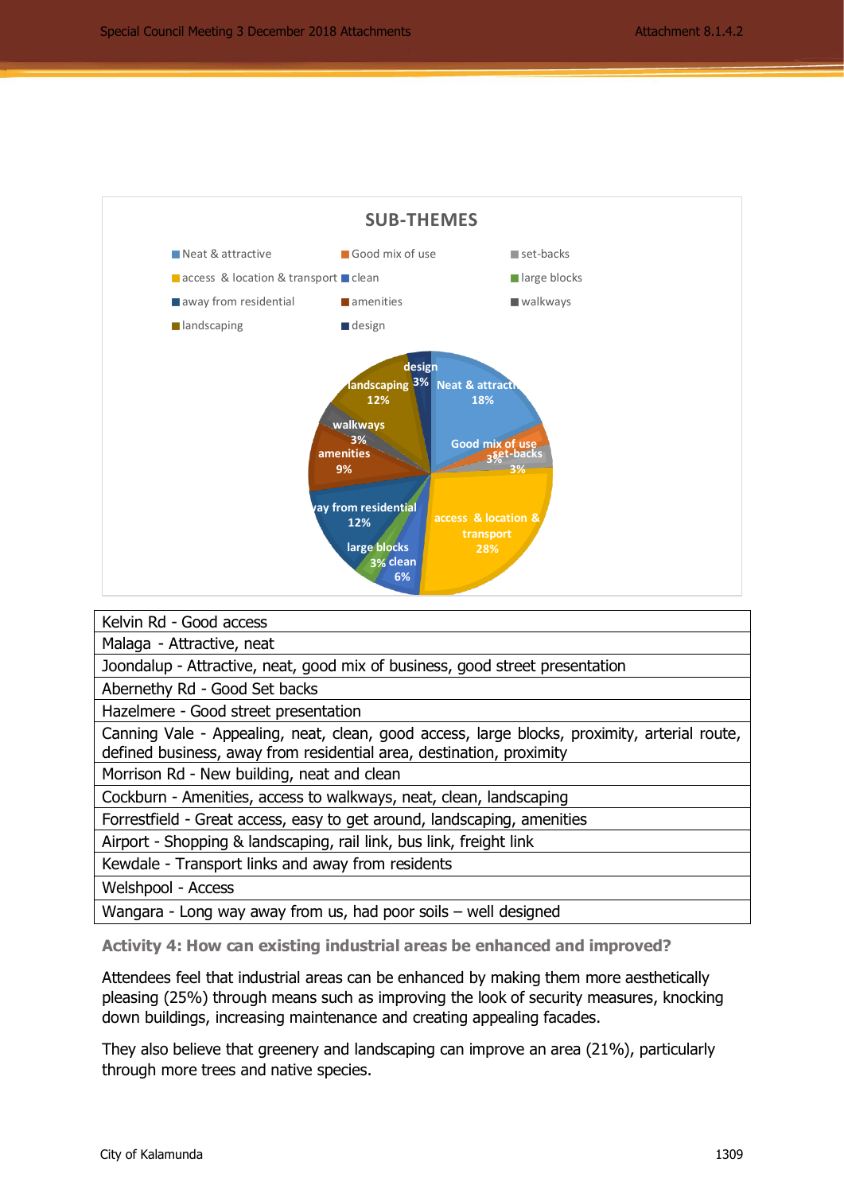**SUB-THEMES**

- Neat & attractive: 18%
- Good mix of use: 3%
- set-backs: 3%
- access & location & transport: 28%
- clean: 6%
- large blocks: 3%
- away from residential: 12%
- amenities: 9%
- walkways: 3%
- landscaping: 12%
- design: 3%

| Kelvin Rd - Good access |
|---|
| Malaga - Attractive, neat |
| Joondalup - Attractive, neat, good mix of business, good street presentation |
| Abernethy Rd - Good Set backs |
| Hazelmere - Good street presentation |
| Canning Vale - Appealing, neat, clean, good access, large blocks, proximity, arterial route, defined business, away from residential area, destination, proximity |
| Morrison Rd - New building, neat and clean |
| Cockburn - Amenities, access to walkways, neat, clean, landscaping |
| Forrestfield - Great access, easy to get around, landscaping, amenities |
| Airport - Shopping & landscaping, rail link, bus link, freight link |
| Kewdale - Transport links and away from residents |
| Welshpool - Access |
| Wangara - Long way away from us, had poor soils – well designed |

### Activity 4: How can existing industrial areas be enhanced and improved?

Attendees feel that industrial areas can be enhanced by making them more aesthetically pleasing (25%) through means such as improving the look of security measures, knocking down buildings, increasing maintenance and creating appealing facades.

They also believe that greenery and landscaping can improve an area (21%), particularly through more trees and native species.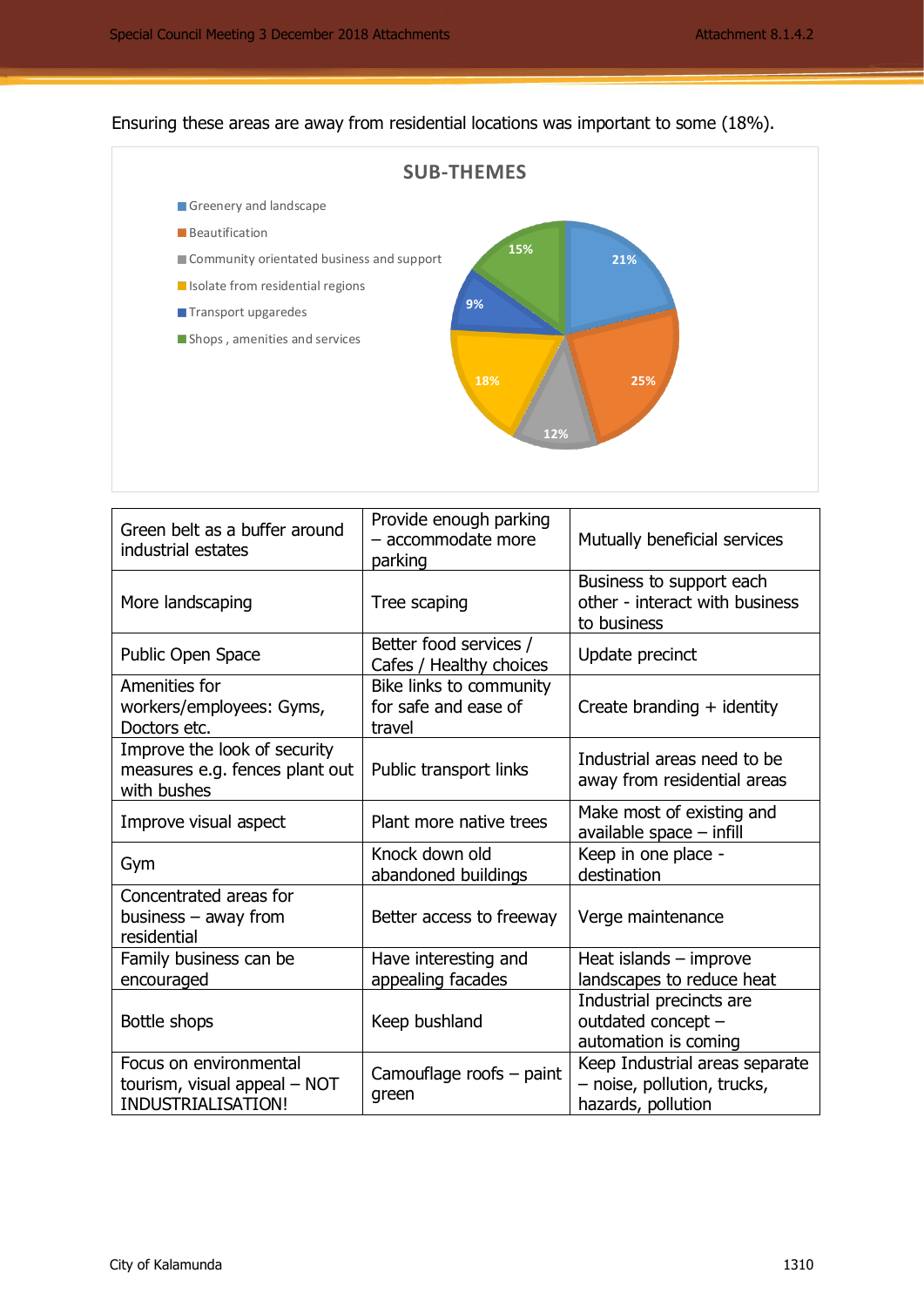Ensuring these areas are away from residential locations was important to some (18%).

**SUB-THEMES**

- Greenery and landscape: 21%
- Beautification: 25%
- Community orientated business and support: 12%
- Isolate from residential regions: 18%
- Transport upgaredes: 9%
- Shops , amenities and services: 15%

| | | |
|---|---|---|
| Green belt as a buffer around industrial estates | Provide enough parking – accommodate more parking | Mutually beneficial services |
| More landscaping | Tree scaping | Business to support each other - interact with business to business |
| Public Open Space | Better food services / Cafes / Healthy choices | Update precinct |
| Amenities for workers/employees: Gyms, Doctors etc. | Bike links to community for safe and ease of travel | Create branding + identity |
| Improve the look of security measures e.g. fences plant out with bushes | Public transport links | Industrial areas need to be away from residential areas |
| Improve visual aspect | Plant more native trees | Make most of existing and available space – infill |
| Gym | Knock down old abandoned buildings | Keep in one place - destination |
| Concentrated areas for business – away from residential | Better access to freeway | Verge maintenance |
| Family business can be encouraged | Have interesting and appealing facades | Heat islands – improve landscapes to reduce heat |
| Bottle shops | Keep bushland | Industrial precincts are outdated concept – automation is coming |
| Focus on environmental tourism, visual appeal – NOT INDUSTRIALISATION! | Camouflage roofs – paint green | Keep Industrial areas separate – noise, pollution, trucks, hazards, pollution |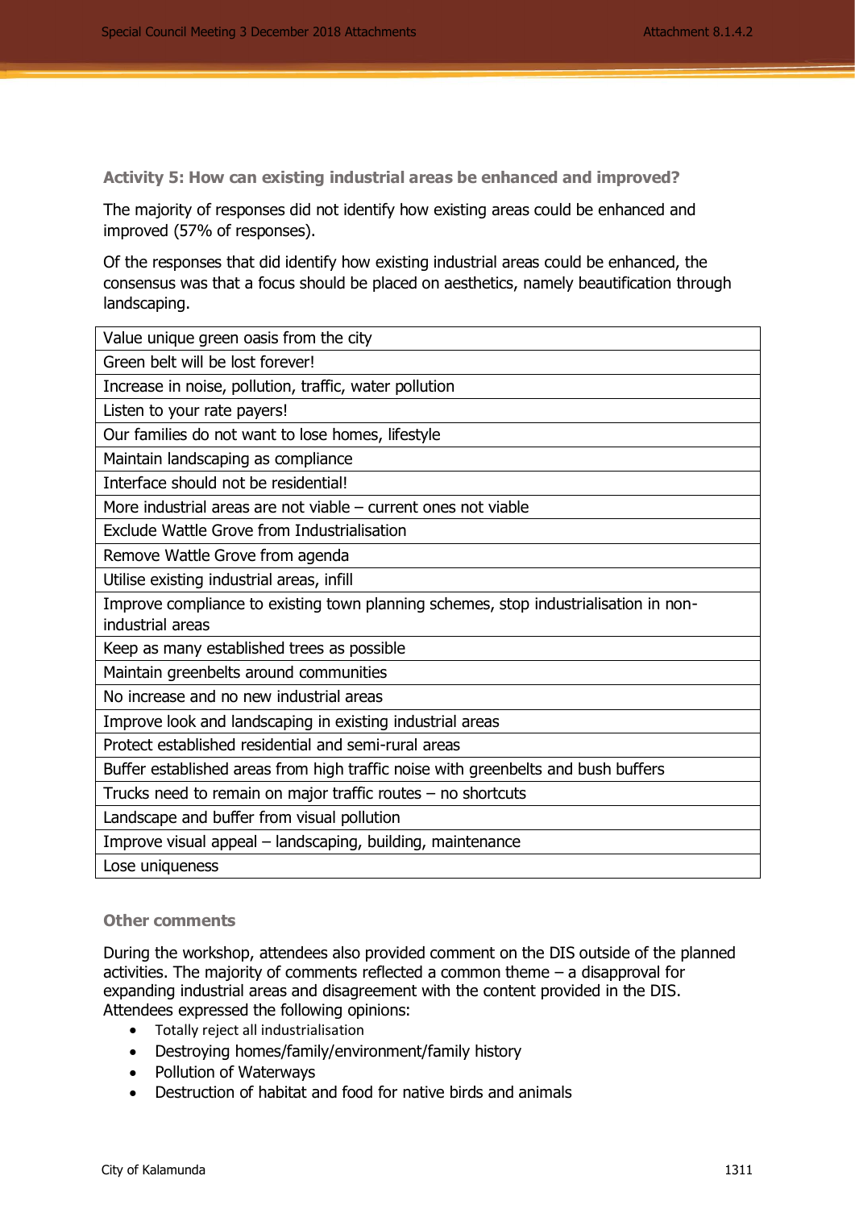### Activity 5: How can existing industrial areas be enhanced and improved?

The majority of responses did not identify how existing areas could be enhanced and improved (57% of responses).

Of the responses that did identify how existing industrial areas could be enhanced, the consensus was that a focus should be placed on aesthetics, namely beautification through landscaping.

| Value unique green oasis from the city |
|---|
| Green belt will be lost forever! |
| Increase in noise, pollution, traffic, water pollution |
| Listen to your rate payers! |
| Our families do not want to lose homes, lifestyle |
| Maintain landscaping as compliance |
| Interface should not be residential! |
| More industrial areas are not viable – current ones not viable |
| Exclude Wattle Grove from Industrialisation |
| Remove Wattle Grove from agenda |
| Utilise existing industrial areas, infill |
| Improve compliance to existing town planning schemes, stop industrialisation in non-industrial areas |
| Keep as many established trees as possible |
| Maintain greenbelts around communities |
| No increase and no new industrial areas |
| Improve look and landscaping in existing industrial areas |
| Protect established residential and semi-rural areas |
| Buffer established areas from high traffic noise with greenbelts and bush buffers |
| Trucks need to remain on major traffic routes – no shortcuts |
| Landscape and buffer from visual pollution |
| Improve visual appeal – landscaping, building, maintenance |
| Lose uniqueness |

### Other comments

During the workshop, attendees also provided comment on the DIS outside of the planned activities. The majority of comments reflected a common theme – a disapproval for expanding industrial areas and disagreement with the content provided in the DIS. Attendees expressed the following opinions:

- Totally reject all industrialisation
- Destroying homes/family/environment/family history
- Pollution of Waterways
- Destruction of habitat and food for native birds and animals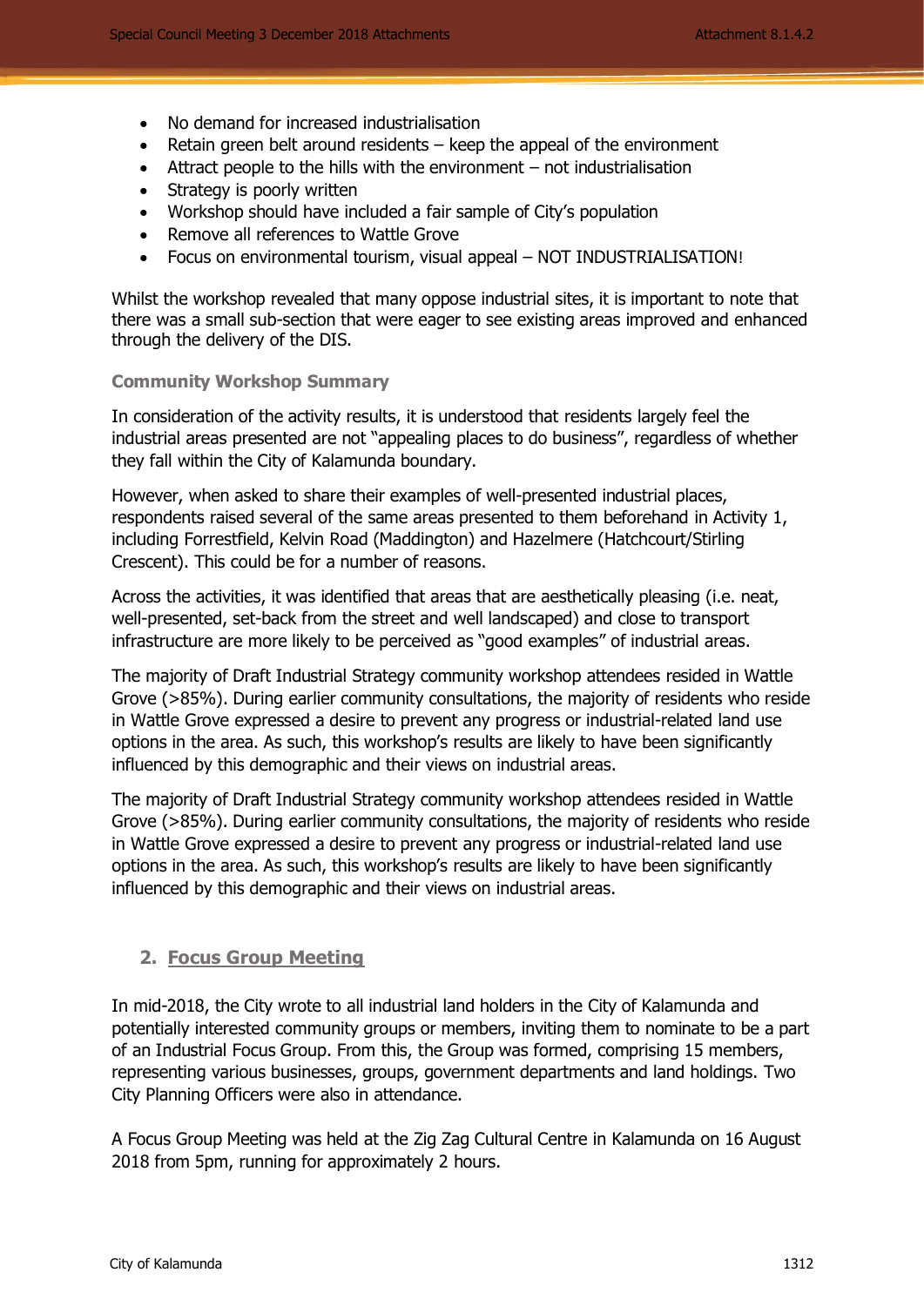- No demand for increased industrialisation
- Retain green belt around residents – keep the appeal of the environment
- Attract people to the hills with the environment – not industrialisation
- Strategy is poorly written
- Workshop should have included a fair sample of City's population
- Remove all references to Wattle Grove
- Focus on environmental tourism, visual appeal – NOT INDUSTRIALISATION!

Whilst the workshop revealed that many oppose industrial sites, it is important to note that there was a small sub-section that were eager to see existing areas improved and enhanced through the delivery of the DIS.

**Community Workshop Summary**

In consideration of the activity results, it is understood that residents largely feel the industrial areas presented are not "appealing places to do business", regardless of whether they fall within the City of Kalamunda boundary.

However, when asked to share their examples of well-presented industrial places, respondents raised several of the same areas presented to them beforehand in Activity 1, including Forrestfield, Kelvin Road (Maddington) and Hazelmere (Hatchcourt/Stirling Crescent). This could be for a number of reasons.

Across the activities, it was identified that areas that are aesthetically pleasing (i.e. neat, well-presented, set-back from the street and well landscaped) and close to transport infrastructure are more likely to be perceived as "good examples" of industrial areas.

The majority of Draft Industrial Strategy community workshop attendees resided in Wattle Grove (>85%). During earlier community consultations, the majority of residents who reside in Wattle Grove expressed a desire to prevent any progress or industrial-related land use options in the area. As such, this workshop's results are likely to have been significantly influenced by this demographic and their views on industrial areas.

The majority of Draft Industrial Strategy community workshop attendees resided in Wattle Grove (>85%). During earlier community consultations, the majority of residents who reside in Wattle Grove expressed a desire to prevent any progress or industrial-related land use options in the area. As such, this workshop's results are likely to have been significantly influenced by this demographic and their views on industrial areas.

## 2. Focus Group Meeting

In mid-2018, the City wrote to all industrial land holders in the City of Kalamunda and potentially interested community groups or members, inviting them to nominate to be a part of an Industrial Focus Group. From this, the Group was formed, comprising 15 members, representing various businesses, groups, government departments and land holdings. Two City Planning Officers were also in attendance.

A Focus Group Meeting was held at the Zig Zag Cultural Centre in Kalamunda on 16 August 2018 from 5pm, running for approximately 2 hours.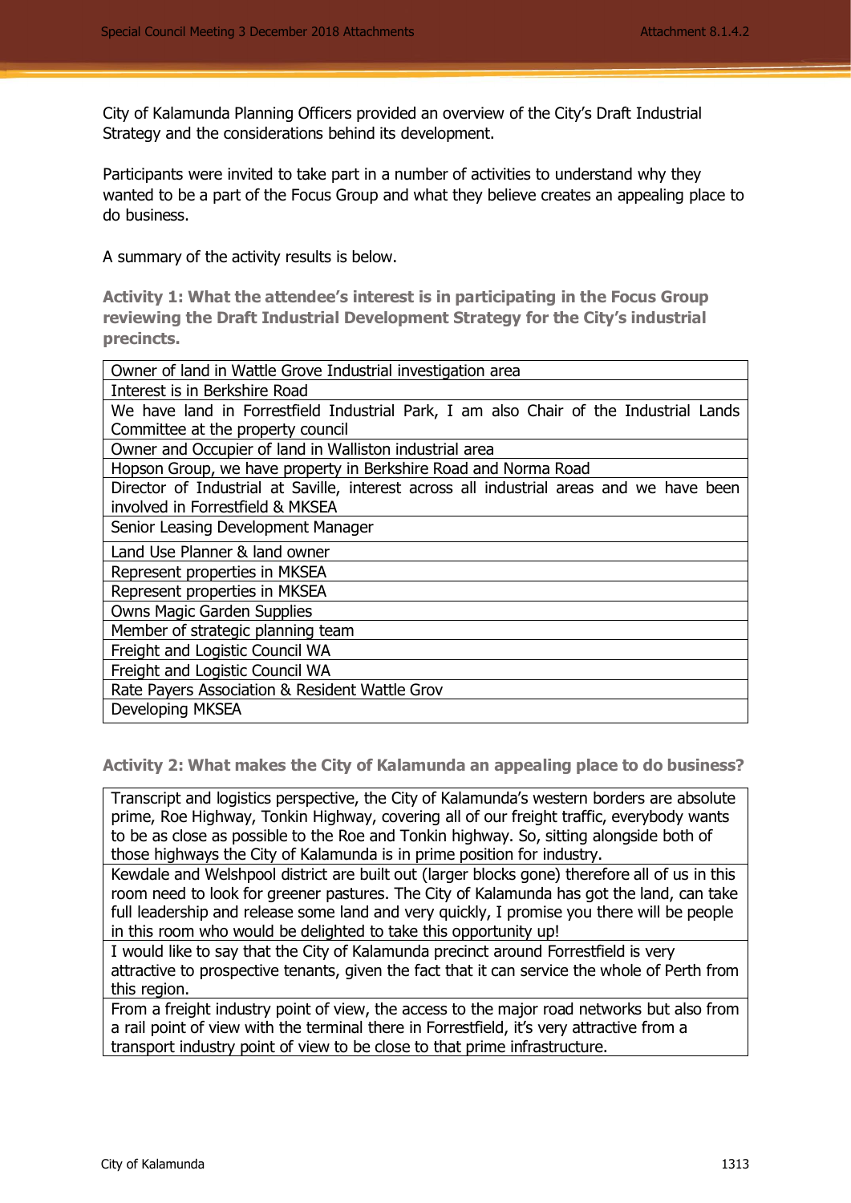City of Kalamunda Planning Officers provided an overview of the City's Draft Industrial Strategy and the considerations behind its development.

Participants were invited to take part in a number of activities to understand why they wanted to be a part of the Focus Group and what they believe creates an appealing place to do business.

A summary of the activity results is below.

**Activity 1: What the attendee's interest is in participating in the Focus Group reviewing the Draft Industrial Development Strategy for the City's industrial precincts.**

| |
|---|
| Owner of land in Wattle Grove Industrial investigation area |
| Interest is in Berkshire Road |
| We have land in Forrestfield Industrial Park, I am also Chair of the Industrial Lands Committee at the property council |
| Owner and Occupier of land in Walliston industrial area |
| Hopson Group, we have property in Berkshire Road and Norma Road |
| Director of Industrial at Saville, interest across all industrial areas and we have been involved in Forrestfield & MKSEA |
| Senior Leasing Development Manager |
| Land Use Planner & land owner |
| Represent properties in MKSEA |
| Represent properties in MKSEA |
| Owns Magic Garden Supplies |
| Member of strategic planning team |
| Freight and Logistic Council WA |
| Freight and Logistic Council WA |
| Rate Payers Association & Resident Wattle Grov |
| Developing MKSEA |

**Activity 2: What makes the City of Kalamunda an appealing place to do business?**

| |
|---|
| Transcript and logistics perspective, the City of Kalamunda's western borders are absolute prime, Roe Highway, Tonkin Highway, covering all of our freight traffic, everybody wants to be as close as possible to the Roe and Tonkin highway. So, sitting alongside both of those highways the City of Kalamunda is in prime position for industry. |
| Kewdale and Welshpool district are built out (larger blocks gone) therefore all of us in this room need to look for greener pastures. The City of Kalamunda has got the land, can take full leadership and release some land and very quickly, I promise you there will be people in this room who would be delighted to take this opportunity up! |
| I would like to say that the City of Kalamunda precinct around Forrestfield is very attractive to prospective tenants, given the fact that it can service the whole of Perth from this region. |
| From a freight industry point of view, the access to the major road networks but also from a rail point of view with the terminal there in Forrestfield, it's very attractive from a transport industry point of view to be close to that prime infrastructure. |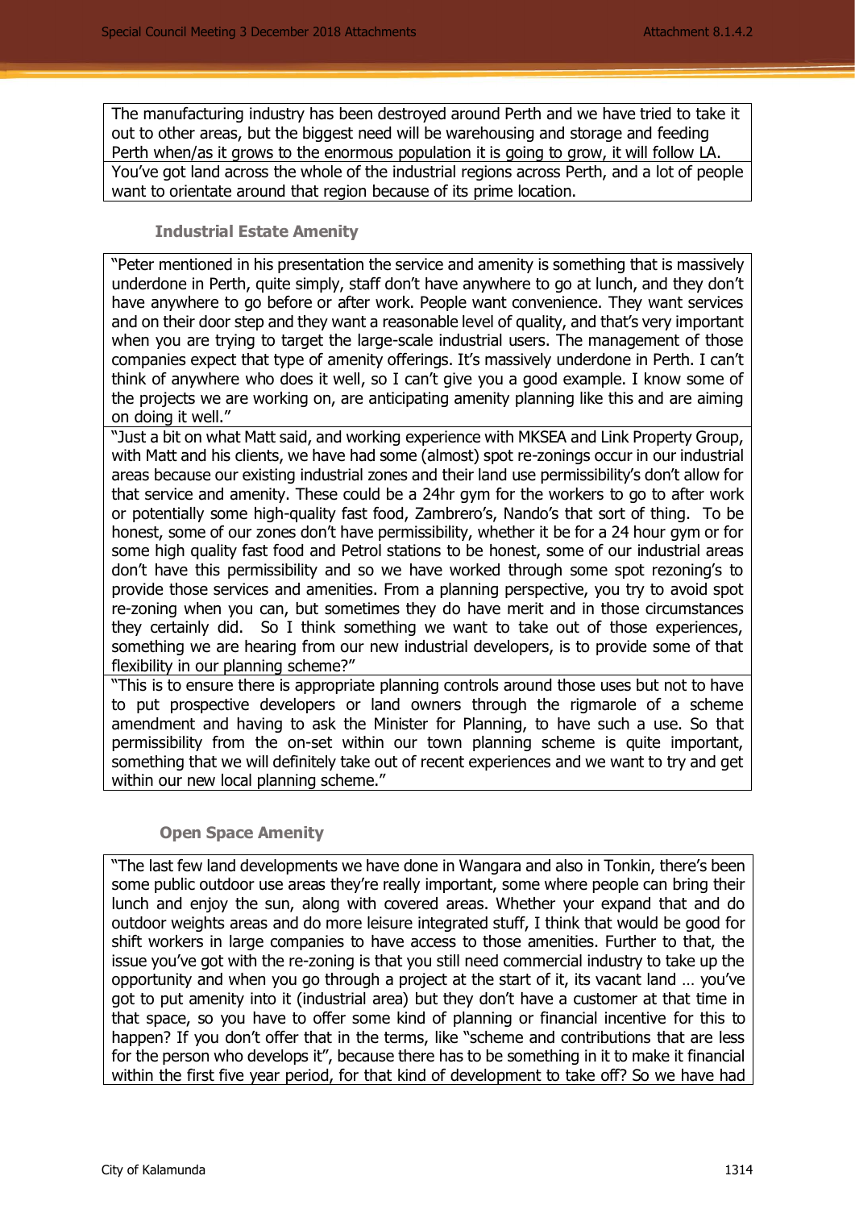| The manufacturing industry has been destroyed around Perth and we have tried to take it out to other areas, but the biggest need will be warehousing and storage and feeding Perth when/as it grows to the enormous population it is going to grow, it will follow LA. |
|---|
| You've got land across the whole of the industrial regions across Perth, and a lot of people want to orientate around that region because of its prime location. |

### Industrial Estate Amenity

| "Peter mentioned in his presentation the service and amenity is something that is massively underdone in Perth, quite simply, staff don't have anywhere to go at lunch, and they don't have anywhere to go before or after work. People want convenience. They want services and on their door step and they want a reasonable level of quality, and that's very important when you are trying to target the large-scale industrial users. The management of those companies expect that type of amenity offerings. It's massively underdone in Perth. I can't think of anywhere who does it well, so I can't give you a good example. I know some of the projects we are working on, are anticipating amenity planning like this and are aiming on doing it well." |
|---|
| "Just a bit on what Matt said, and working experience with MKSEA and Link Property Group, with Matt and his clients, we have had some (almost) spot re-zonings occur in our industrial areas because our existing industrial zones and their land use permissibility's don't allow for that service and amenity. These could be a 24hr gym for the workers to go to after work or potentially some high-quality fast food, Zambrero's, Nando's that sort of thing. To be honest, some of our zones don't have permissibility, whether it be for a 24 hour gym or for some high quality fast food and Petrol stations to be honest, some of our industrial areas don't have this permissibility and so we have worked through some spot rezoning's to provide those services and amenities. From a planning perspective, you try to avoid spot re-zoning when you can, but sometimes they do have merit and in those circumstances they certainly did. So I think something we want to take out of those experiences, something we are hearing from our new industrial developers, is to provide some of that flexibility in our planning scheme?" |
| "This is to ensure there is appropriate planning controls around those uses but not to have to put prospective developers or land owners through the rigmarole of a scheme amendment and having to ask the Minister for Planning, to have such a use. So that permissibility from the on-set within our town planning scheme is quite important, something that we will definitely take out of recent experiences and we want to try and get within our new local planning scheme." |

### Open Space Amenity

| "The last few land developments we have done in Wangara and also in Tonkin, there's been some public outdoor use areas they're really important, some where people can bring their lunch and enjoy the sun, along with covered areas. Whether your expand that and do outdoor weights areas and do more leisure integrated stuff, I think that would be good for shift workers in large companies to have access to those amenities. Further to that, the issue you've got with the re-zoning is that you still need commercial industry to take up the opportunity and when you go through a project at the start of it, its vacant land … you've got to put amenity into it (industrial area) but they don't have a customer at that time in that space, so you have to offer some kind of planning or financial incentive for this to happen? If you don't offer that in the terms, like "scheme and contributions that are less for the person who develops it", because there has to be something in it to make it financial within the first five year period, for that kind of development to take off? So we have had |
|---|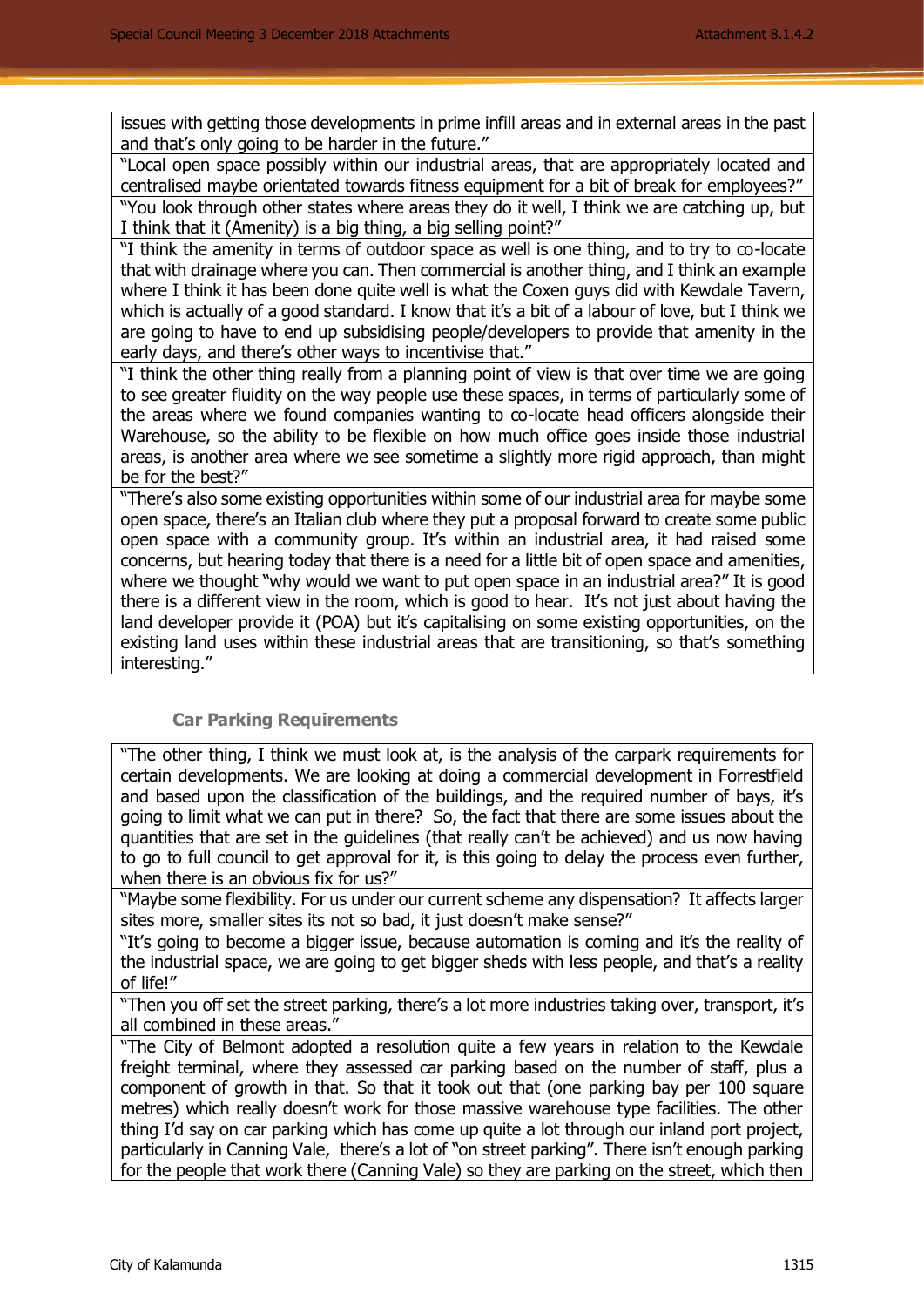| issues with getting those developments in prime infill areas and in external areas in the past and that's only going to be harder in the future." |
|---|
| "Local open space possibly within our industrial areas, that are appropriately located and centralised maybe orientated towards fitness equipment for a bit of break for employees?" |
| "You look through other states where areas they do it well, I think we are catching up, but I think that it (Amenity) is a big thing, a big selling point?" |
| "I think the amenity in terms of outdoor space as well is one thing, and to try to co-locate that with drainage where you can. Then commercial is another thing, and I think an example where I think it has been done quite well is what the Coxen guys did with Kewdale Tavern, which is actually of a good standard. I know that it's a bit of a labour of love, but I think we are going to have to end up subsidising people/developers to provide that amenity in the early days, and there's other ways to incentivise that." |
| "I think the other thing really from a planning point of view is that over time we are going to see greater fluidity on the way people use these spaces, in terms of particularly some of the areas where we found companies wanting to co-locate head officers alongside their Warehouse, so the ability to be flexible on how much office goes inside those industrial areas, is another area where we see sometime a slightly more rigid approach, than might be for the best?" |
| "There's also some existing opportunities within some of our industrial area for maybe some open space, there's an Italian club where they put a proposal forward to create some public open space with a community group. It's within an industrial area, it had raised some concerns, but hearing today that there is a need for a little bit of open space and amenities, where we thought "why would we want to put open space in an industrial area?" It is good there is a different view in the room, which is good to hear. It's not just about having the land developer provide it (POA) but it's capitalising on some existing opportunities, on the existing land uses within these industrial areas that are transitioning, so that's something interesting." |

### Car Parking Requirements

| "The other thing, I think we must look at, is the analysis of the carpark requirements for certain developments. We are looking at doing a commercial development in Forrestfield and based upon the classification of the buildings, and the required number of bays, it's going to limit what we can put in there? So, the fact that there are some issues about the quantities that are set in the guidelines (that really can't be achieved) and us now having to go to full council to get approval for it, is this going to delay the process even further, when there is an obvious fix for us?" |
|---|
| "Maybe some flexibility. For us under our current scheme any dispensation? It affects larger sites more, smaller sites its not so bad, it just doesn't make sense?" |
| "It's going to become a bigger issue, because automation is coming and it's the reality of the industrial space, we are going to get bigger sheds with less people, and that's a reality of life!" |
| "Then you off set the street parking, there's a lot more industries taking over, transport, it's all combined in these areas." |
| "The City of Belmont adopted a resolution quite a few years in relation to the Kewdale freight terminal, where they assessed car parking based on the number of staff, plus a component of growth in that. So that it took out that (one parking bay per 100 square metres) which really doesn't work for those massive warehouse type facilities. The other thing I'd say on car parking which has come up quite a lot through our inland port project, particularly in Canning Vale, there's a lot of "on street parking". There isn't enough parking for the people that work there (Canning Vale) so they are parking on the street, which then |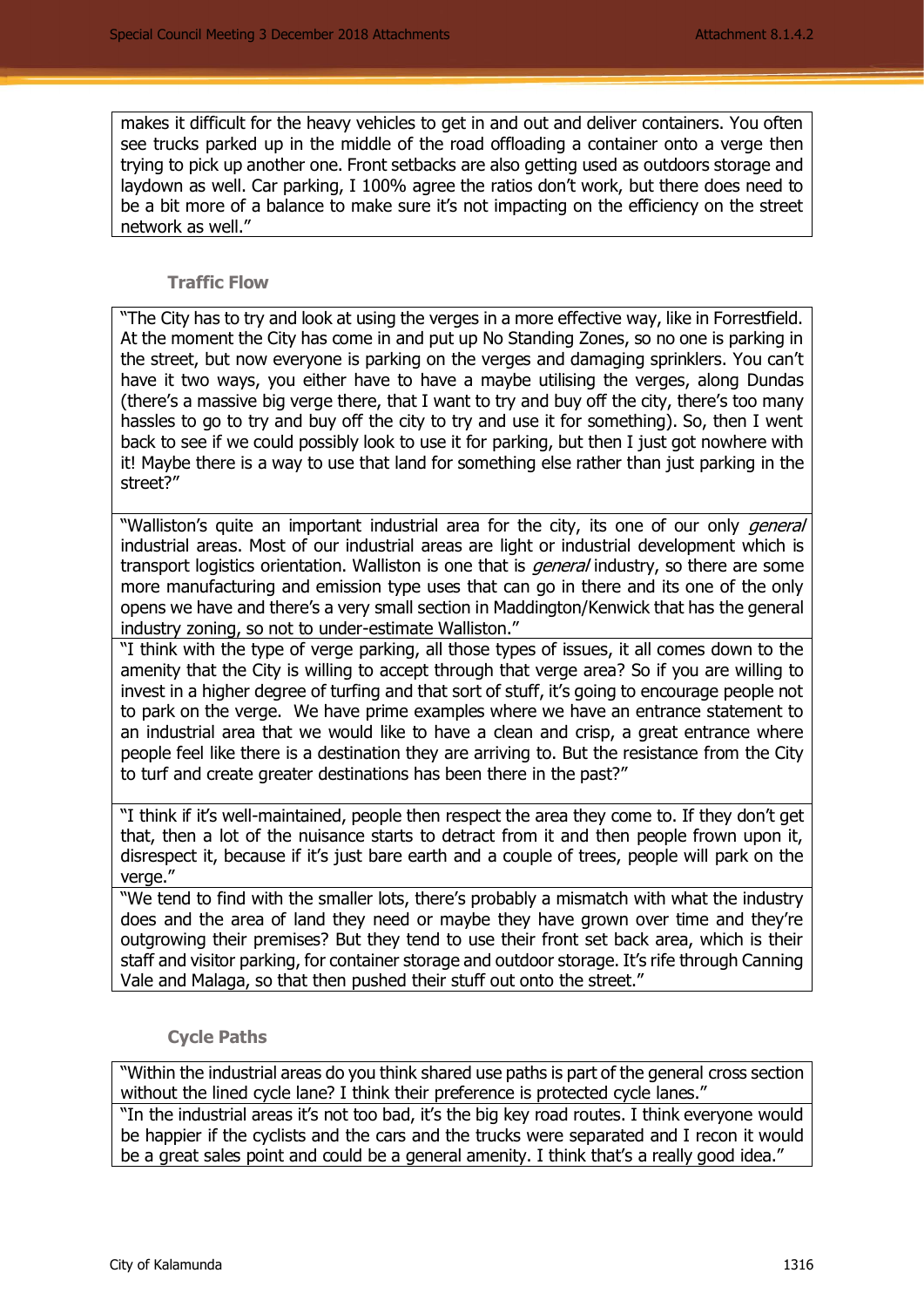| makes it difficult for the heavy vehicles to get in and out and deliver containers. You often see trucks parked up in the middle of the road offloading a container onto a verge then trying to pick up another one. Front setbacks are also getting used as outdoors storage and laydown as well. Car parking, I 100% agree the ratios don't work, but there does need to be a bit more of a balance to make sure it's not impacting on the efficiency on the street network as well." |
|---|

### Traffic Flow

| "The City has to try and look at using the verges in a more effective way, like in Forrestfield. At the moment the City has come in and put up No Standing Zones, so no one is parking in the street, but now everyone is parking on the verges and damaging sprinklers. You can't have it two ways, you either have to have a maybe utilising the verges, along Dundas (there's a massive big verge there, that I want to try and buy off the city, there's too many hassles to go to try and buy off the city to try and use it for something). So, then I went back to see if we could possibly look to use it for parking, but then I just got nowhere with it! Maybe there is a way to use that land for something else rather than just parking in the street?" |
|---|
| "Walliston's quite an important industrial area for the city, its one of our only *general* industrial areas. Most of our industrial areas are light or industrial development which is transport logistics orientation. Walliston is one that is *general* industry, so there are some more manufacturing and emission type uses that can go in there and its one of the only opens we have and there's a very small section in Maddington/Kenwick that has the general industry zoning, so not to under-estimate Walliston." |
| "I think with the type of verge parking, all those types of issues, it all comes down to the amenity that the City is willing to accept through that verge area? So if you are willing to invest in a higher degree of turfing and that sort of stuff, it's going to encourage people not to park on the verge. We have prime examples where we have an entrance statement to an industrial area that we would like to have a clean and crisp, a great entrance where people feel like there is a destination they are arriving to. But the resistance from the City to turf and create greater destinations has been there in the past?" |
| "I think if it's well-maintained, people then respect the area they come to. If they don't get that, then a lot of the nuisance starts to detract from it and then people frown upon it, disrespect it, because if it's just bare earth and a couple of trees, people will park on the verge." |
| "We tend to find with the smaller lots, there's probably a mismatch with what the industry does and the area of land they need or maybe they have grown over time and they're outgrowing their premises? But they tend to use their front set back area, which is their staff and visitor parking, for container storage and outdoor storage. It's rife through Canning Vale and Malaga, so that then pushed their stuff out onto the street." |

### Cycle Paths

| "Within the industrial areas do you think shared use paths is part of the general cross section without the lined cycle lane? I think their preference is protected cycle lanes." |
|---|
| "In the industrial areas it's not too bad, it's the big key road routes. I think everyone would be happier if the cyclists and the cars and the trucks were separated and I recon it would be a great sales point and could be a general amenity. I think that's a really good idea." |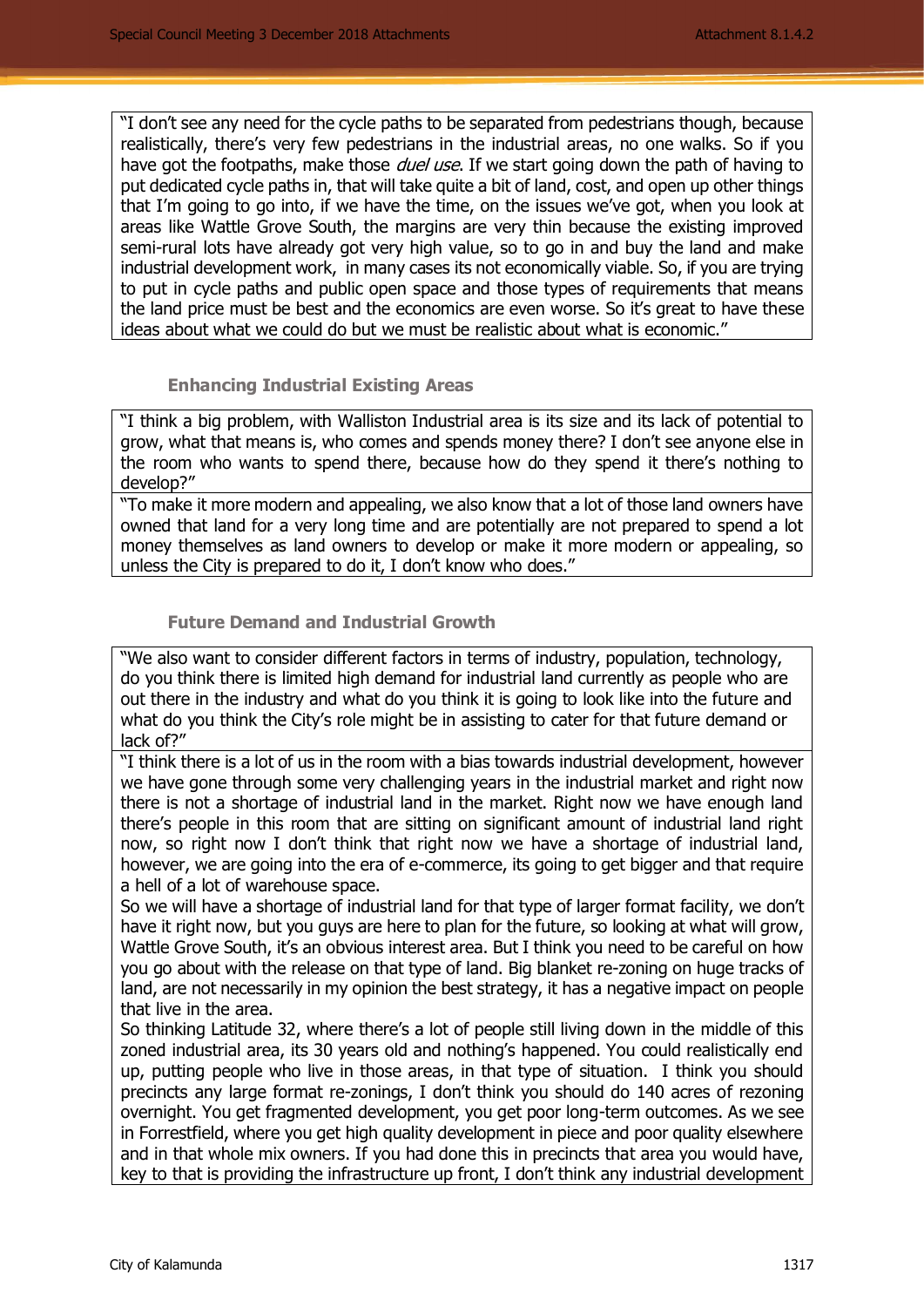| "I don't see any need for the cycle paths to be separated from pedestrians though, because realistically, there's very few pedestrians in the industrial areas, no one walks. So if you have got the footpaths, make those *duel use*. If we start going down the path of having to put dedicated cycle paths in, that will take quite a bit of land, cost, and open up other things that I'm going to go into, if we have the time, on the issues we've got, when you look at areas like Wattle Grove South, the margins are very thin because the existing improved semi-rural lots have already got very high value, so to go in and buy the land and make industrial development work, in many cases its not economically viable. So, if you are trying to put in cycle paths and public open space and those types of requirements that means the land price must be best and the economics are even worse. So it's great to have these ideas about what we could do but we must be realistic about what is economic." |
|---|

### Enhancing Industrial Existing Areas

| "I think a big problem, with Walliston Industrial area is its size and its lack of potential to grow, what that means is, who comes and spends money there? I don't see anyone else in the room who wants to spend there, because how do they spend it there's nothing to develop?" |
|---|
| "To make it more modern and appealing, we also know that a lot of those land owners have owned that land for a very long time and are potentially are not prepared to spend a lot money themselves as land owners to develop or make it more modern or appealing, so unless the City is prepared to do it, I don't know who does." |

### Future Demand and Industrial Growth

| "We also want to consider different factors in terms of industry, population, technology, do you think there is limited high demand for industrial land currently as people who are out there in the industry and what do you think it is going to look like into the future and what do you think the City's role might be in assisting to cater for that future demand or lack of?" |
|---|
| "I think there is a lot of us in the room with a bias towards industrial development, however we have gone through some very challenging years in the industrial market and right now there is not a shortage of industrial land in the market. Right now we have enough land there's people in this room that are sitting on significant amount of industrial land right now, so right now I don't think that right now we have a shortage of industrial land, however, we are going into the era of e-commerce, its going to get bigger and that require a hell of a lot of warehouse space. <br> So we will have a shortage of industrial land for that type of larger format facility, we don't have it right now, but you guys are here to plan for the future, so looking at what will grow, Wattle Grove South, it's an obvious interest area. But I think you need to be careful on how you go about with the release on that type of land. Big blanket re-zoning on huge tracks of land, are not necessarily in my opinion the best strategy, it has a negative impact on people that live in the area. <br> So thinking Latitude 32, where there's a lot of people still living down in the middle of this zoned industrial area, its 30 years old and nothing's happened. You could realistically end up, putting people who live in those areas, in that type of situation. I think you should precincts any large format re-zonings, I don't think you should do 140 acres of rezoning overnight. You get fragmented development, you get poor long-term outcomes. As we see in Forrestfield, where you get high quality development in piece and poor quality elsewhere and in that whole mix owners. If you had done this in precincts that area you would have, key to that is providing the infrastructure up front, I don't think any industrial development |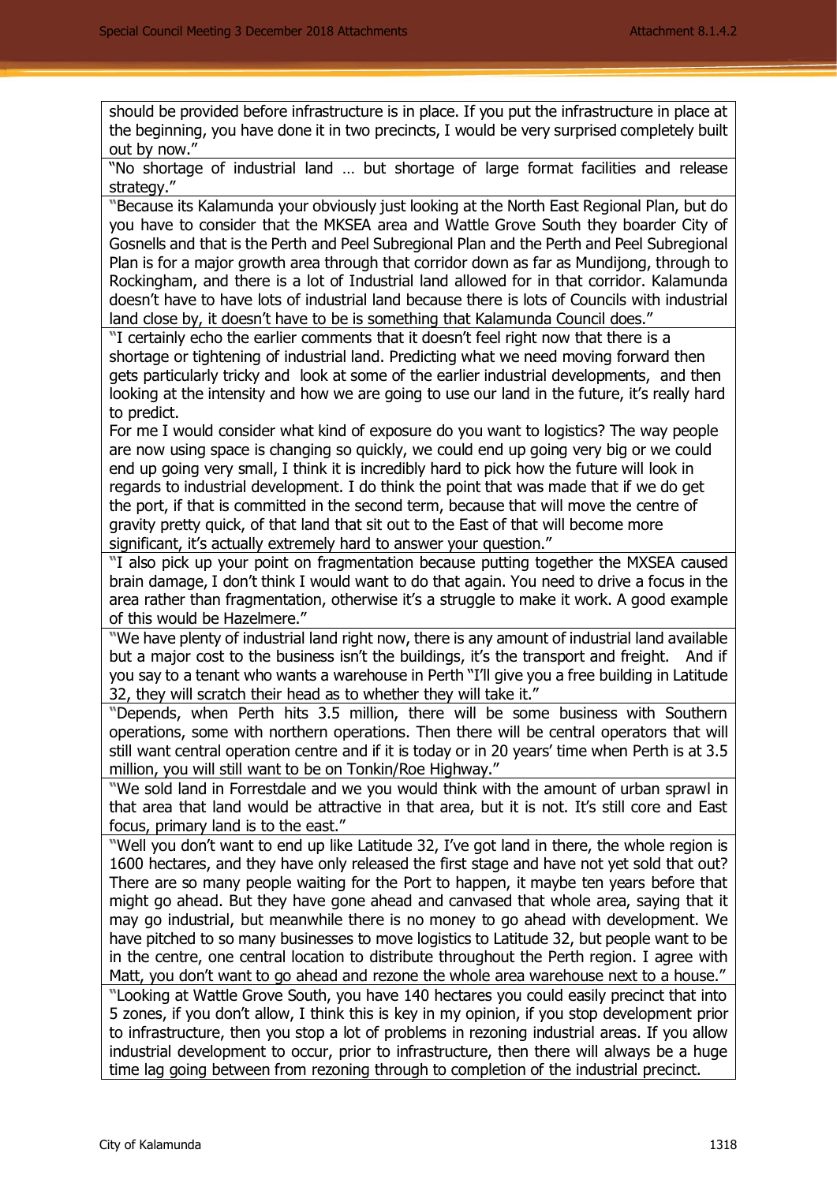| should be provided before infrastructure is in place. If you put the infrastructure in place at the beginning, you have done it in two precincts, I would be very surprised completely built out by now." |
|---|
| "No shortage of industrial land … but shortage of large format facilities and release strategy." |
| "Because its Kalamunda your obviously just looking at the North East Regional Plan, but do you have to consider that the MKSEA area and Wattle Grove South they boarder City of Gosnells and that is the Perth and Peel Subregional Plan and the Perth and Peel Subregional Plan is for a major growth area through that corridor down as far as Mundijong, through to Rockingham, and there is a lot of Industrial land allowed for in that corridor. Kalamunda doesn't have to have lots of industrial land because there is lots of Councils with industrial land close by, it doesn't have to be is something that Kalamunda Council does." |
| "I certainly echo the earlier comments that it doesn't feel right now that there is a shortage or tightening of industrial land. Predicting what we need moving forward then gets particularly tricky and look at some of the earlier industrial developments, and then looking at the intensity and how we are going to use our land in the future, it's really hard to predict.<br>For me I would consider what kind of exposure do you want to logistics? The way people are now using space is changing so quickly, we could end up going very big or we could end up going very small, I think it is incredibly hard to pick how the future will look in regards to industrial development. I do think the point that was made that if we do get the port, if that is committed in the second term, because that will move the centre of gravity pretty quick, of that land that sit out to the East of that will become more significant, it's actually extremely hard to answer your question." |
| "I also pick up your point on fragmentation because putting together the MXSEA caused brain damage, I don't think I would want to do that again. You need to drive a focus in the area rather than fragmentation, otherwise it's a struggle to make it work. A good example of this would be Hazelmere." |
| "We have plenty of industrial land right now, there is any amount of industrial land available but a major cost to the business isn't the buildings, it's the transport and freight. And if you say to a tenant who wants a warehouse in Perth "I'll give you a free building in Latitude 32, they will scratch their head as to whether they will take it." |
| "Depends, when Perth hits 3.5 million, there will be some business with Southern operations, some with northern operations. Then there will be central operators that will still want central operation centre and if it is today or in 20 years' time when Perth is at 3.5 million, you will still want to be on Tonkin/Roe Highway." |
| "We sold land in Forrestdale and we you would think with the amount of urban sprawl in that area that land would be attractive in that area, but it is not. It's still core and East focus, primary land is to the east." |
| "Well you don't want to end up like Latitude 32, I've got land in there, the whole region is 1600 hectares, and they have only released the first stage and have not yet sold that out? There are so many people waiting for the Port to happen, it maybe ten years before that might go ahead. But they have gone ahead and canvased that whole area, saying that it may go industrial, but meanwhile there is no money to go ahead with development. We have pitched to so many businesses to move logistics to Latitude 32, but people want to be in the centre, one central location to distribute throughout the Perth region. I agree with Matt, you don't want to go ahead and rezone the whole area warehouse next to a house." |
| "Looking at Wattle Grove South, you have 140 hectares you could easily precinct that into 5 zones, if you don't allow, I think this is key in my opinion, if you stop development prior to infrastructure, then you stop a lot of problems in rezoning industrial areas. If you allow industrial development to occur, prior to infrastructure, then there will always be a huge time lag going between from rezoning through to completion of the industrial precinct. |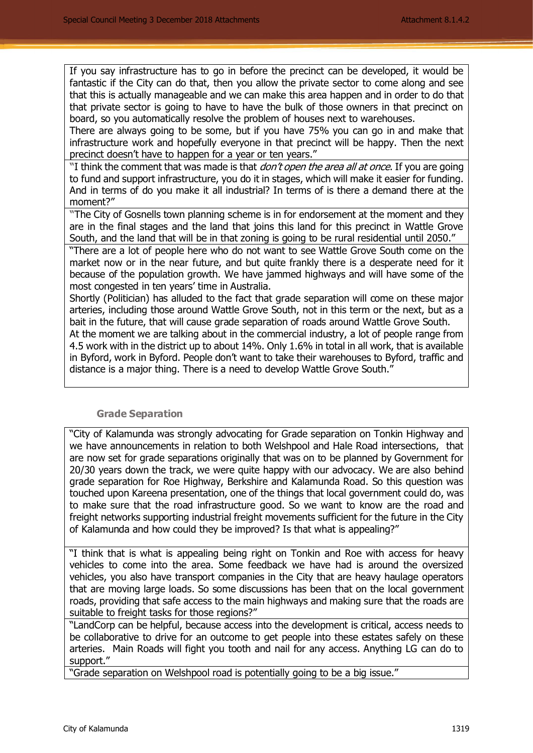| |
|---|
| If you say infrastructure has to go in before the precinct can be developed, it would be fantastic if the City can do that, then you allow the private sector to come along and see that this is actually manageable and we can make this area happen and in order to do that that private sector is going to have to have the bulk of those owners in that precinct on board, so you automatically resolve the problem of houses next to warehouses. There are always going to be some, but if you have 75% you can go in and make that infrastructure work and hopefully everyone in that precinct will be happy. Then the next precinct doesn't have to happen for a year or ten years." |
| "I think the comment that was made is that *don't open the area all at once*. If you are going to fund and support infrastructure, you do it in stages, which will make it easier for funding. And in terms of do you make it all industrial? In terms of is there a demand there at the moment?" |
| "The City of Gosnells town planning scheme is in for endorsement at the moment and they are in the final stages and the land that joins this land for this precinct in Wattle Grove South, and the land that will be in that zoning is going to be rural residential until 2050." |
| "There are a lot of people here who do not want to see Wattle Grove South come on the market now or in the near future, and but quite frankly there is a desperate need for it because of the population growth. We have jammed highways and will have some of the most congested in ten years' time in Australia. Shortly (Politician) has alluded to the fact that grade separation will come on these major arteries, including those around Wattle Grove South, not in this term or the next, but as a bait in the future, that will cause grade separation of roads around Wattle Grove South. At the moment we are talking about in the commercial industry, a lot of people range from 4.5 work with in the district up to about 14%. Only 1.6% in total in all work, that is available in Byford, work in Byford. People don't want to take their warehouses to Byford, traffic and distance is a major thing. There is a need to develop Wattle Grove South." |

### Grade Separation

| |
|---|
| "City of Kalamunda was strongly advocating for Grade separation on Tonkin Highway and we have announcements in relation to both Welshpool and Hale Road intersections, that are now set for grade separations originally that was on to be planned by Government for 20/30 years down the track, we were quite happy with our advocacy. We are also behind grade separation for Roe Highway, Berkshire and Kalamunda Road. So this question was touched upon Kareena presentation, one of the things that local government could do, was to make sure that the road infrastructure good. So we want to know are the road and freight networks supporting industrial freight movements sufficient for the future in the City of Kalamunda and how could they be improved? Is that what is appealing?" |
| "I think that is what is appealing being right on Tonkin and Roe with access for heavy vehicles to come into the area. Some feedback we have had is around the oversized vehicles, you also have transport companies in the City that are heavy haulage operators that are moving large loads. So some discussions has been that on the local government roads, providing that safe access to the main highways and making sure that the roads are suitable to freight tasks for those regions?" |
| "LandCorp can be helpful, because access into the development is critical, access needs to be collaborative to drive for an outcome to get people into these estates safely on these arteries. Main Roads will fight you tooth and nail for any access. Anything LG can do to support." |
| "Grade separation on Welshpool road is potentially going to be a big issue." |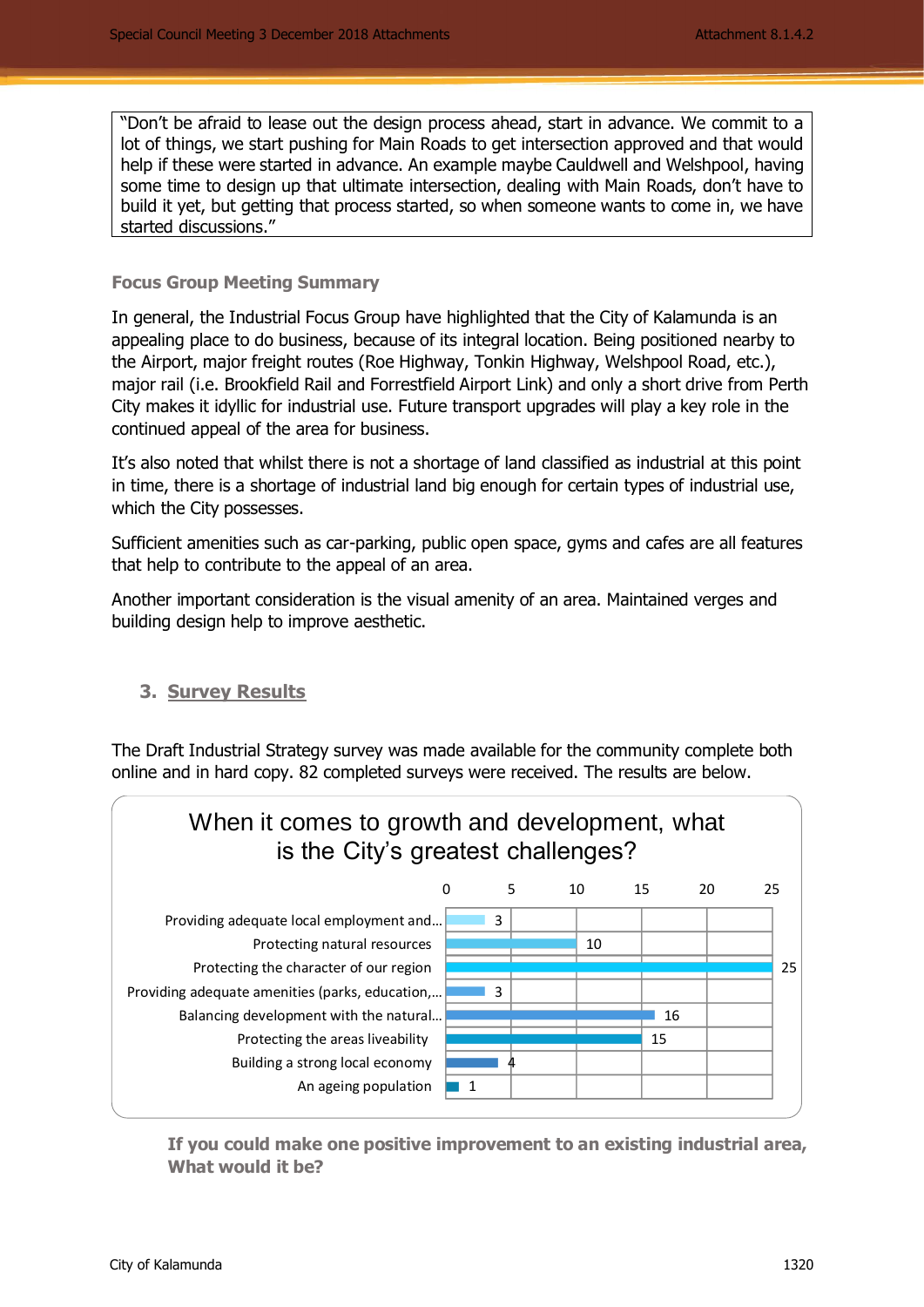> "Don't be afraid to lease out the design process ahead, start in advance. We commit to a lot of things, we start pushing for Main Roads to get intersection approved and that would help if these were started in advance. An example maybe Cauldwell and Welshpool, having some time to design up that ultimate intersection, dealing with Main Roads, don't have to build it yet, but getting that process started, so when someone wants to come in, we have started discussions."

### Focus Group Meeting Summary

In general, the Industrial Focus Group have highlighted that the City of Kalamunda is an appealing place to do business, because of its integral location. Being positioned nearby to the Airport, major freight routes (Roe Highway, Tonkin Highway, Welshpool Road, etc.), major rail (i.e. Brookfield Rail and Forrestfield Airport Link) and only a short drive from Perth City makes it idyllic for industrial use. Future transport upgrades will play a key role in the continued appeal of the area for business.

It's also noted that whilst there is not a shortage of land classified as industrial at this point in time, there is a shortage of industrial land big enough for certain types of industrial use, which the City possesses.

Sufficient amenities such as car-parking, public open space, gyms and cafes are all features that help to contribute to the appeal of an area.

Another important consideration is the visual amenity of an area. Maintained verges and building design help to improve aesthetic.

## 3. Survey Results

The Draft Industrial Strategy survey was made available for the community complete both online and in hard copy. 82 completed surveys were received. The results are below.

**When it comes to growth and development, what is the City's greatest challenges?**

| Response | Count |
|---|---|
| Providing adequate local employment and… | 3 |
| Protecting natural resources | 10 |
| Protecting the character of our region | 25 |
| Providing adequate amenities (parks, education,… | 3 |
| Balancing development with the natural… | 16 |
| Protecting the areas liveability | 15 |
| Building a strong local economy | 4 |
| An ageing population | 1 |

### If you could make one positive improvement to an existing industrial area, What would it be?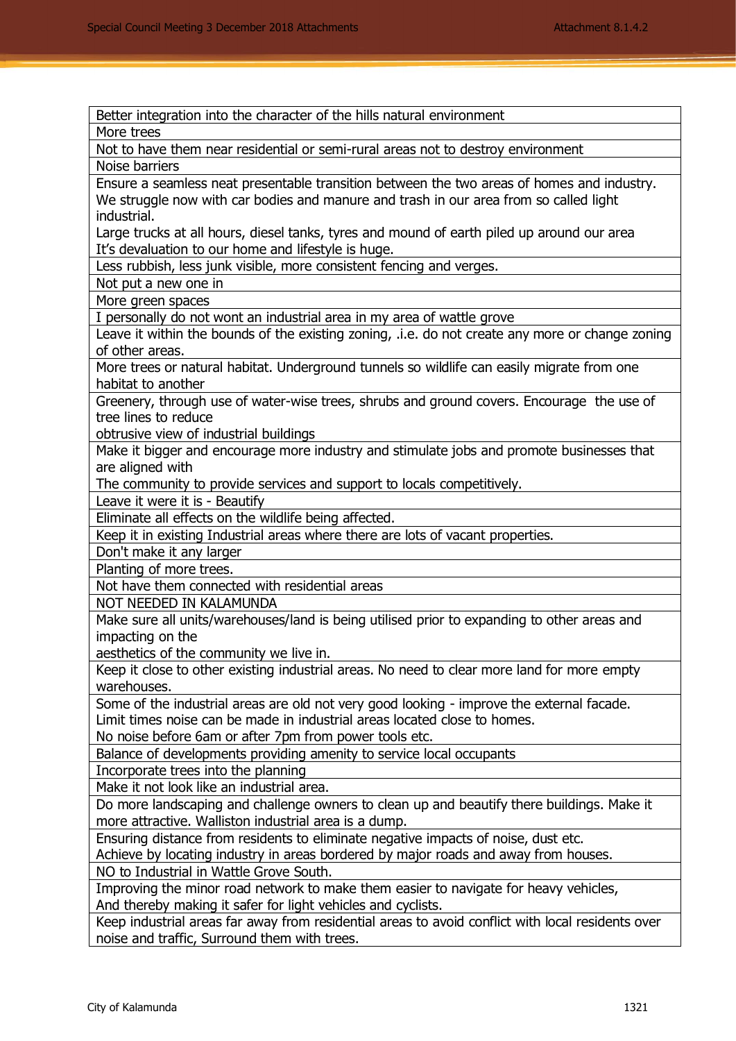| Better integration into the character of the hills natural environment |
|---|
| More trees |
| Not to have them near residential or semi-rural areas not to destroy environment |
| Noise barriers |
| Ensure a seamless neat presentable transition between the two areas of homes and industry. We struggle now with car bodies and manure and trash in our area from so called light industrial.<br>Large trucks at all hours, diesel tanks, tyres and mound of earth piled up around our area It's devaluation to our home and lifestyle is huge. |
| Less rubbish, less junk visible, more consistent fencing and verges. |
| Not put a new one in |
| More green spaces |
| I personally do not wont an industrial area in my area of wattle grove |
| Leave it within the bounds of the existing zoning, .i.e. do not create any more or change zoning of other areas. |
| More trees or natural habitat. Underground tunnels so wildlife can easily migrate from one habitat to another |
| Greenery, through use of water-wise trees, shrubs and ground covers. Encourage the use of tree lines to reduce<br>obtrusive view of industrial buildings |
| Make it bigger and encourage more industry and stimulate jobs and promote businesses that are aligned with<br>The community to provide services and support to locals competitively. |
| Leave it were it is - Beautify |
| Eliminate all effects on the wildlife being affected. |
| Keep it in existing Industrial areas where there are lots of vacant properties. |
| Don't make it any larger |
| Planting of more trees. |
| Not have them connected with residential areas |
| NOT NEEDED IN KALAMUNDA |
| Make sure all units/warehouses/land is being utilised prior to expanding to other areas and impacting on the<br>aesthetics of the community we live in. |
| Keep it close to other existing industrial areas. No need to clear more land for more empty warehouses. |
| Some of the industrial areas are old not very good looking - improve the external facade.<br>Limit times noise can be made in industrial areas located close to homes.<br>No noise before 6am or after 7pm from power tools etc. |
| Balance of developments providing amenity to service local occupants |
| Incorporate trees into the planning |
| Make it not look like an industrial area. |
| Do more landscaping and challenge owners to clean up and beautify there buildings. Make it more attractive. Walliston industrial area is a dump. |
| Ensuring distance from residents to eliminate negative impacts of noise, dust etc.<br>Achieve by locating industry in areas bordered by major roads and away from houses. |
| NO to Industrial in Wattle Grove South. |
| Improving the minor road network to make them easier to navigate for heavy vehicles,<br>And thereby making it safer for light vehicles and cyclists. |
| Keep industrial areas far away from residential areas to avoid conflict with local residents over noise and traffic, Surround them with trees. |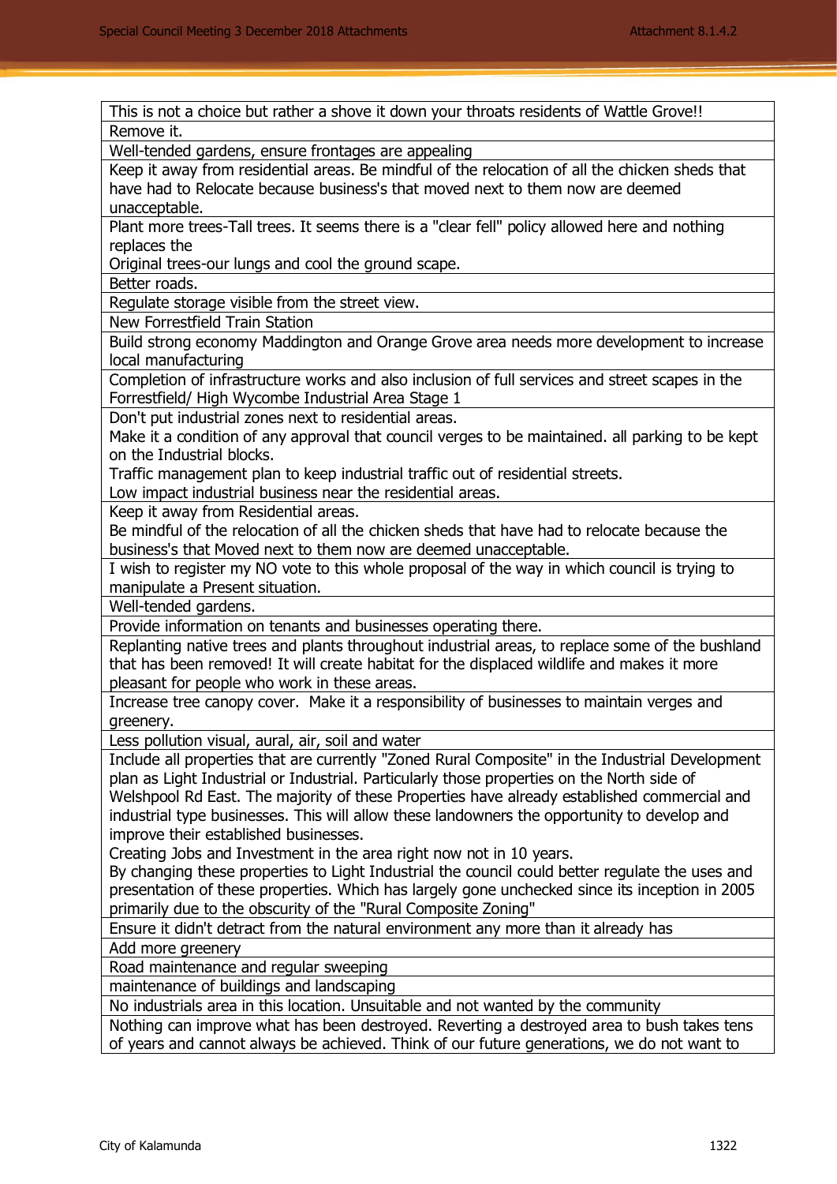| This is not a choice but rather a shove it down your throats residents of Wattle Grove!! |
|---|
| Remove it. |
| Well-tended gardens, ensure frontages are appealing |
| Keep it away from residential areas. Be mindful of the relocation of all the chicken sheds that have had to Relocate because business's that moved next to them now are deemed unacceptable. |
| Plant more trees-Tall trees. It seems there is a "clear fell" policy allowed here and nothing replaces the<br>Original trees-our lungs and cool the ground scape. |
| Better roads. |
| Regulate storage visible from the street view. |
| New Forrestfield Train Station |
| Build strong economy Maddington and Orange Grove area needs more development to increase local manufacturing |
| Completion of infrastructure works and also inclusion of full services and street scapes in the Forrestfield/ High Wycombe Industrial Area Stage 1 |
| Don't put industrial zones next to residential areas.<br>Make it a condition of any approval that council verges to be maintained. all parking to be kept on the Industrial blocks.<br>Traffic management plan to keep industrial traffic out of residential streets.<br>Low impact industrial business near the residential areas. |
| Keep it away from Residential areas.<br>Be mindful of the relocation of all the chicken sheds that have had to relocate because the business's that Moved next to them now are deemed unacceptable. |
| I wish to register my NO vote to this whole proposal of the way in which council is trying to manipulate a Present situation. |
| Well-tended gardens. |
| Provide information on tenants and businesses operating there. |
| Replanting native trees and plants throughout industrial areas, to replace some of the bushland that has been removed! It will create habitat for the displaced wildlife and makes it more pleasant for people who work in these areas. |
| Increase tree canopy cover. Make it a responsibility of businesses to maintain verges and greenery. |
| Less pollution visual, aural, air, soil and water |
| Include all properties that are currently "Zoned Rural Composite" in the Industrial Development plan as Light Industrial or Industrial. Particularly those properties on the North side of Welshpool Rd East. The majority of these Properties have already established commercial and industrial type businesses. This will allow these landowners the opportunity to develop and improve their established businesses.<br>Creating Jobs and Investment in the area right now not in 10 years.<br>By changing these properties to Light Industrial the council could better regulate the uses and presentation of these properties. Which has largely gone unchecked since its inception in 2005 primarily due to the obscurity of the "Rural Composite Zoning" |
| Ensure it didn't detract from the natural environment any more than it already has |
| Add more greenery |
| Road maintenance and regular sweeping |
| maintenance of buildings and landscaping |
| No industrials area in this location. Unsuitable and not wanted by the community |
| Nothing can improve what has been destroyed. Reverting a destroyed area to bush takes tens of years and cannot always be achieved. Think of our future generations, we do not want to |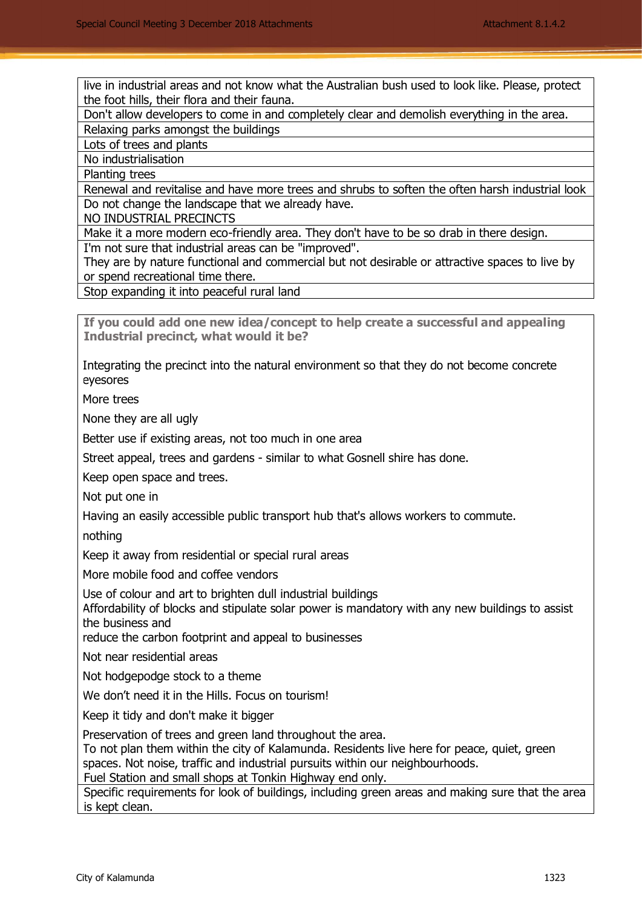| live in industrial areas and not know what the Australian bush used to look like. Please, protect the foot hills, their flora and their fauna. |
|---|
| Don't allow developers to come in and completely clear and demolish everything in the area. |
| Relaxing parks amongst the buildings |
| Lots of trees and plants |
| No industrialisation |
| Planting trees |
| Renewal and revitalise and have more trees and shrubs to soften the often harsh industrial look |
| Do not change the landscape that we already have.<br>NO INDUSTRIAL PRECINCTS |
| Make it a more modern eco-friendly area. They don't have to be so drab in there design. |
| I'm not sure that industrial areas can be "improved".<br>They are by nature functional and commercial but not desirable or attractive spaces to live by or spend recreational time there. |
| Stop expanding it into peaceful rural land |

**If you could add one new idea/concept to help create a successful and appealing Industrial precinct, what would it be?**

Integrating the precinct into the natural environment so that they do not become concrete eyesores

More trees

None they are all ugly

Better use if existing areas, not too much in one area

Street appeal, trees and gardens - similar to what Gosnell shire has done.

Keep open space and trees.

Not put one in

Having an easily accessible public transport hub that's allows workers to commute.

nothing

Keep it away from residential or special rural areas

More mobile food and coffee vendors

Use of colour and art to brighten dull industrial buildings

Affordability of blocks and stipulate solar power is mandatory with any new buildings to assist the business and
reduce the carbon footprint and appeal to businesses

Not near residential areas

Not hodgepodge stock to a theme

We don’t need it in the Hills. Focus on tourism!

Keep it tidy and don't make it bigger

Preservation of trees and green land throughout the area.

To not plan them within the city of Kalamunda. Residents live here for peace, quiet, green spaces. Not noise, traffic and industrial pursuits within our neighbourhoods.

Fuel Station and small shops at Tonkin Highway end only.

Specific requirements for look of buildings, including green areas and making sure that the area is kept clean.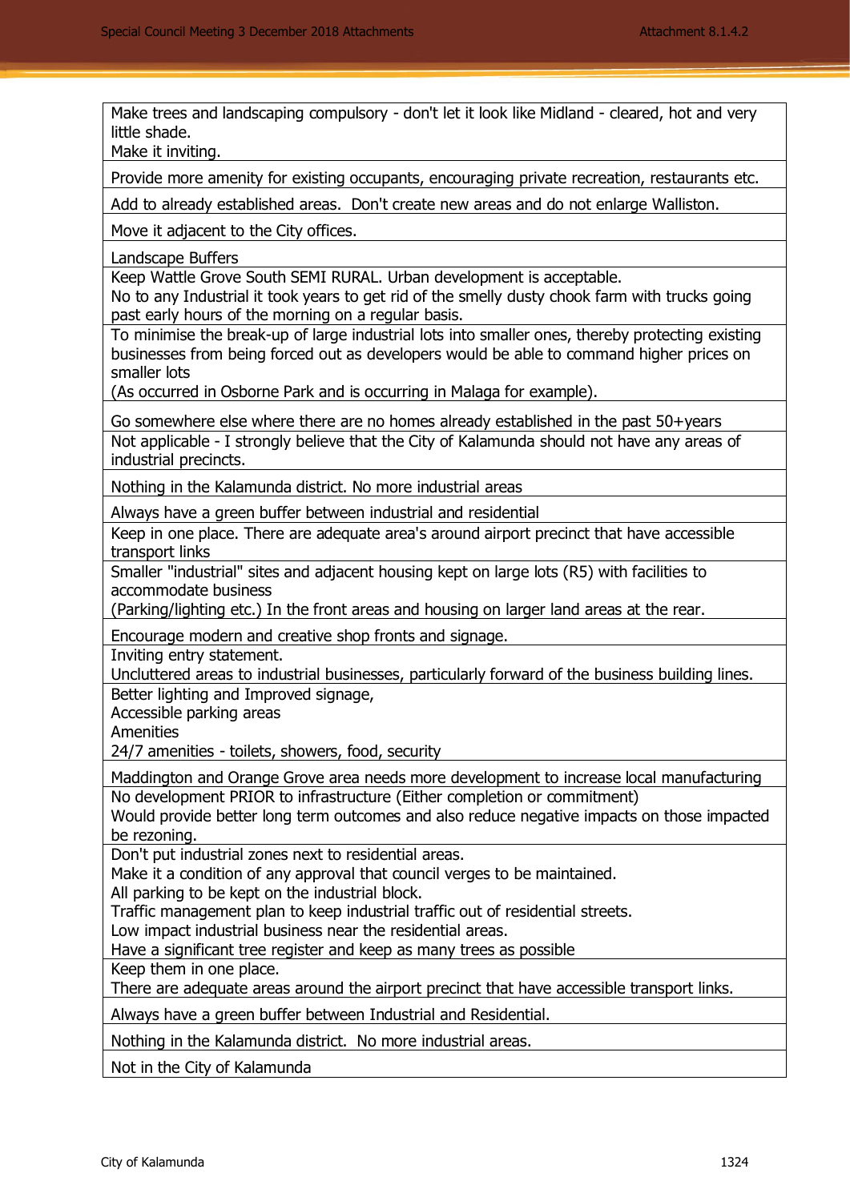| |
|---|
| Make trees and landscaping compulsory - don't let it look like Midland - cleared, hot and very little shade.<br>Make it inviting. |
| Provide more amenity for existing occupants, encouraging private recreation, restaurants etc. |
| Add to already established areas. Don't create new areas and do not enlarge Walliston. |
| Move it adjacent to the City offices. |
| Landscape Buffers |
| Keep Wattle Grove South SEMI RURAL. Urban development is acceptable.<br>No to any Industrial it took years to get rid of the smelly dusty chook farm with trucks going past early hours of the morning on a regular basis. |
| To minimise the break-up of large industrial lots into smaller ones, thereby protecting existing businesses from being forced out as developers would be able to command higher prices on smaller lots<br>(As occurred in Osborne Park and is occurring in Malaga for example). |
| Go somewhere else where there are no homes already established in the past 50+years |
| Not applicable - I strongly believe that the City of Kalamunda should not have any areas of industrial precincts. |
| Nothing in the Kalamunda district. No more industrial areas |
| Always have a green buffer between industrial and residential |
| Keep in one place. There are adequate area's around airport precinct that have accessible transport links |
| Smaller "industrial" sites and adjacent housing kept on large lots (R5) with facilities to accommodate business<br>(Parking/lighting etc.) In the front areas and housing on larger land areas at the rear. |
| Encourage modern and creative shop fronts and signage. |
| Inviting entry statement.<br>Uncluttered areas to industrial businesses, particularly forward of the business building lines. |
| Better lighting and Improved signage,<br>Accessible parking areas<br>Amenities<br>24/7 amenities - toilets, showers, food, security |
| Maddington and Orange Grove area needs more development to increase local manufacturing |
| No development PRIOR to infrastructure (Either completion or commitment)<br>Would provide better long term outcomes and also reduce negative impacts on those impacted be rezoning. |
| Don't put industrial zones next to residential areas.<br>Make it a condition of any approval that council verges to be maintained.<br>All parking to be kept on the industrial block.<br>Traffic management plan to keep industrial traffic out of residential streets.<br>Low impact industrial business near the residential areas.<br>Have a significant tree register and keep as many trees as possible |
| Keep them in one place.<br>There are adequate areas around the airport precinct that have accessible transport links. |
| Always have a green buffer between Industrial and Residential. |
| Nothing in the Kalamunda district. No more industrial areas. |
| Not in the City of Kalamunda |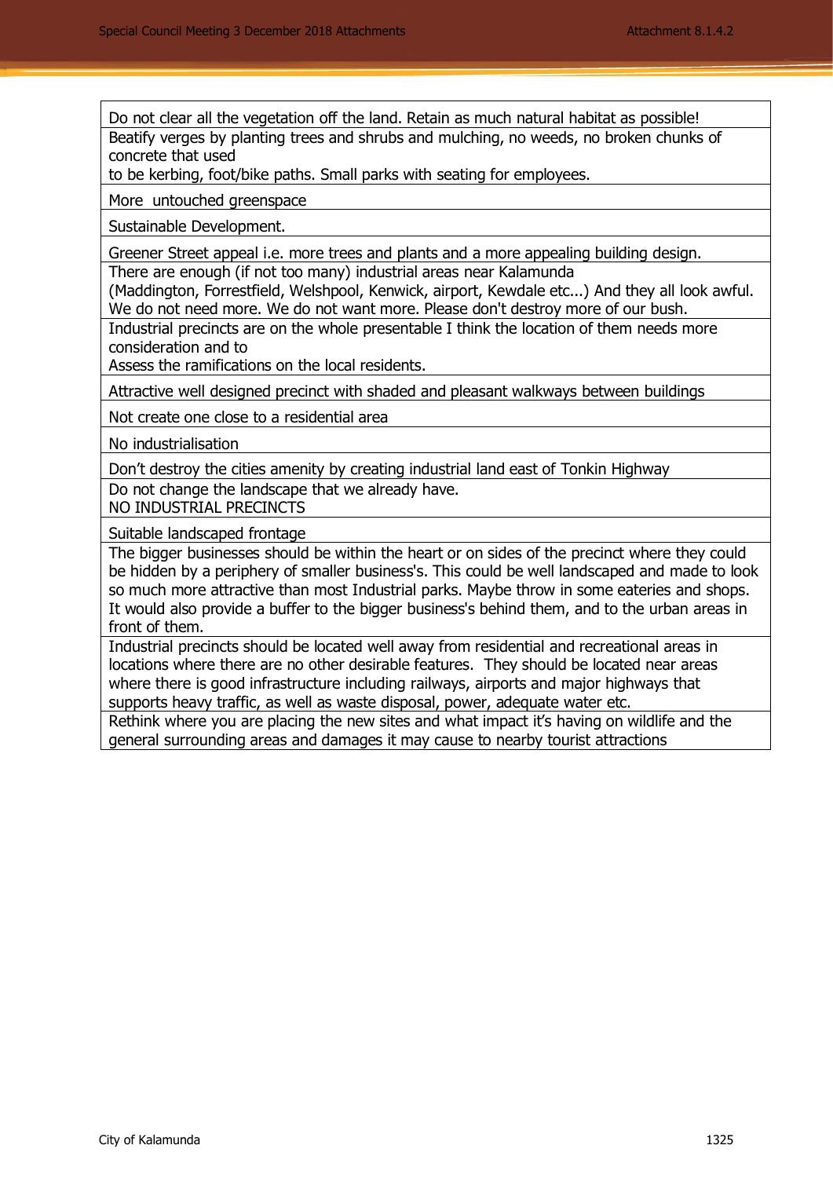| |
|---|
| Do not clear all the vegetation off the land. Retain as much natural habitat as possible! |
| Beatify verges by planting trees and shrubs and mulching, no weeds, no broken chunks of concrete that used to be kerbing, foot/bike paths. Small parks with seating for employees. |
| More untouched greenspace |
| Sustainable Development. |
| Greener Street appeal i.e. more trees and plants and a more appealing building design. |
| There are enough (if not too many) industrial areas near Kalamunda (Maddington, Forrestfield, Welshpool, Kenwick, airport, Kewdale etc...) And they all look awful. We do not need more. We do not want more. Please don't destroy more of our bush. |
| Industrial precincts are on the whole presentable I think the location of them needs more consideration and to Assess the ramifications on the local residents. |
| Attractive well designed precinct with shaded and pleasant walkways between buildings |
| Not create one close to a residential area |
| No industrialisation |
| Don't destroy the cities amenity by creating industrial land east of Tonkin Highway |
| Do not change the landscape that we already have. NO INDUSTRIAL PRECINCTS |
| Suitable landscaped frontage |
| The bigger businesses should be within the heart or on sides of the precinct where they could be hidden by a periphery of smaller business's. This could be well landscaped and made to look so much more attractive than most Industrial parks. Maybe throw in some eateries and shops. It would also provide a buffer to the bigger business's behind them, and to the urban areas in front of them. |
| Industrial precincts should be located well away from residential and recreational areas in locations where there are no other desirable features. They should be located near areas where there is good infrastructure including railways, airports and major highways that supports heavy traffic, as well as waste disposal, power, adequate water etc. |
| Rethink where you are placing the new sites and what impact it's having on wildlife and the general surrounding areas and damages it may cause to nearby tourist attractions |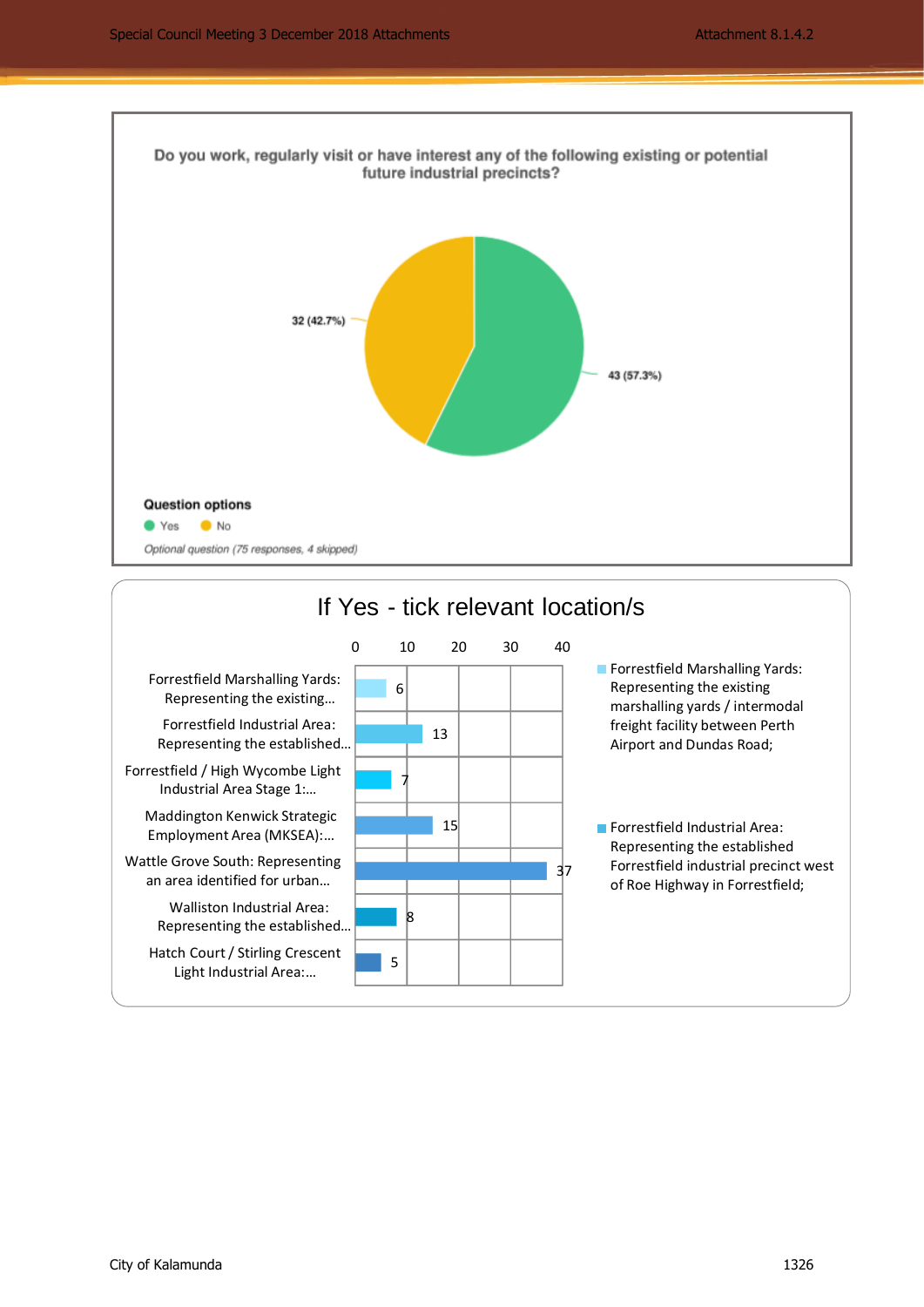**Do you work, regularly visit or have interest any of the following existing or potential future industrial precincts?**

| Option | Responses |
| --- | --- |
| Yes | 43 (57.3%) |
| No | 32 (42.7%) |

**Question options**

- Yes
- No

*Optional question (75 responses, 4 skipped)*

## If Yes - tick relevant location/s

| Location | Count |
| --- | --- |
| Forrestfield Marshalling Yards: Representing the existing... | 6 |
| Forrestfield Industrial Area: Representing the established... | 13 |
| Forrestfield / High Wycombe Light Industrial Area Stage 1:... | 7 |
| Maddington Kenwick Strategic Employment Area (MKSEA):... | 15 |
| Wattle Grove South: Representing an area identified for urban... | 37 |
| Walliston Industrial Area: Representing the established... | 8 |
| Hatch Court / Stirling Crescent Light Industrial Area:... | 5 |

- Forrestfield Marshalling Yards: Representing the existing marshalling yards / intermodal freight facility between Perth Airport and Dundas Road;
- Forrestfield Industrial Area: Representing the established Forrestfield industrial precinct west of Roe Highway in Forrestfield;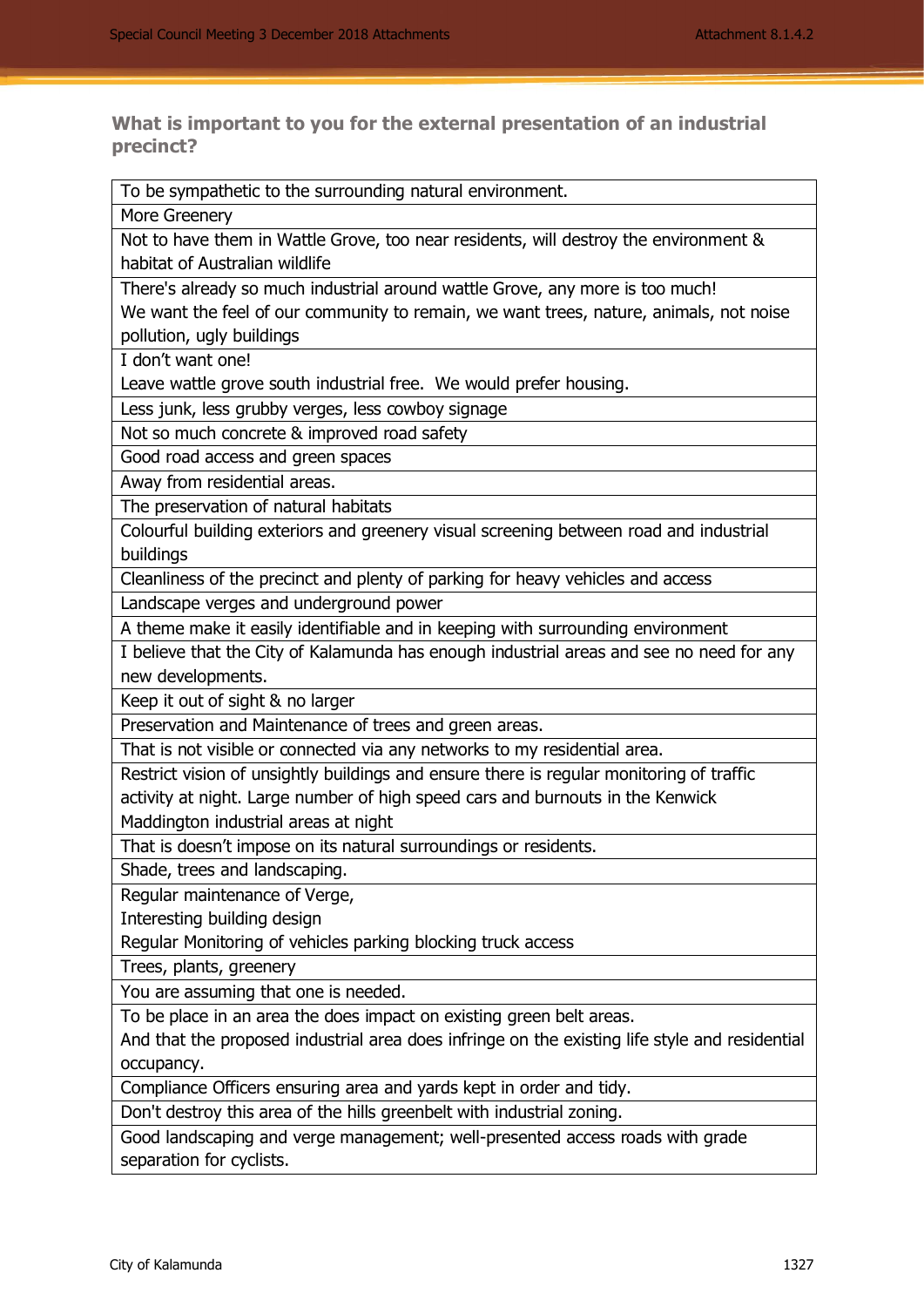### What is important to you for the external presentation of an industrial precinct?

| |
|---|
| To be sympathetic to the surrounding natural environment. |
| More Greenery |
| Not to have them in Wattle Grove, too near residents, will destroy the environment & habitat of Australian wildlife |
| There's already so much industrial around wattle Grove, any more is too much!<br>We want the feel of our community to remain, we want trees, nature, animals, not noise pollution, ugly buildings |
| I don't want one!<br>Leave wattle grove south industrial free. We would prefer housing. |
| Less junk, less grubby verges, less cowboy signage |
| Not so much concrete & improved road safety |
| Good road access and green spaces |
| Away from residential areas. |
| The preservation of natural habitats |
| Colourful building exteriors and greenery visual screening between road and industrial buildings |
| Cleanliness of the precinct and plenty of parking for heavy vehicles and access |
| Landscape verges and underground power |
| A theme make it easily identifiable and in keeping with surrounding environment |
| I believe that the City of Kalamunda has enough industrial areas and see no need for any new developments. |
| Keep it out of sight & no larger |
| Preservation and Maintenance of trees and green areas. |
| That is not visible or connected via any networks to my residential area. |
| Restrict vision of unsightly buildings and ensure there is regular monitoring of traffic activity at night. Large number of high speed cars and burnouts in the Kenwick Maddington industrial areas at night |
| That is doesn't impose on its natural surroundings or residents. |
| Shade, trees and landscaping. |
| Regular maintenance of Verge,<br>Interesting building design<br>Regular Monitoring of vehicles parking blocking truck access |
| Trees, plants, greenery |
| You are assuming that one is needed. |
| To be place in an area the does impact on existing green belt areas.<br>And that the proposed industrial area does infringe on the existing life style and residential occupancy. |
| Compliance Officers ensuring area and yards kept in order and tidy. |
| Don't destroy this area of the hills greenbelt with industrial zoning. |
| Good landscaping and verge management; well-presented access roads with grade separation for cyclists. |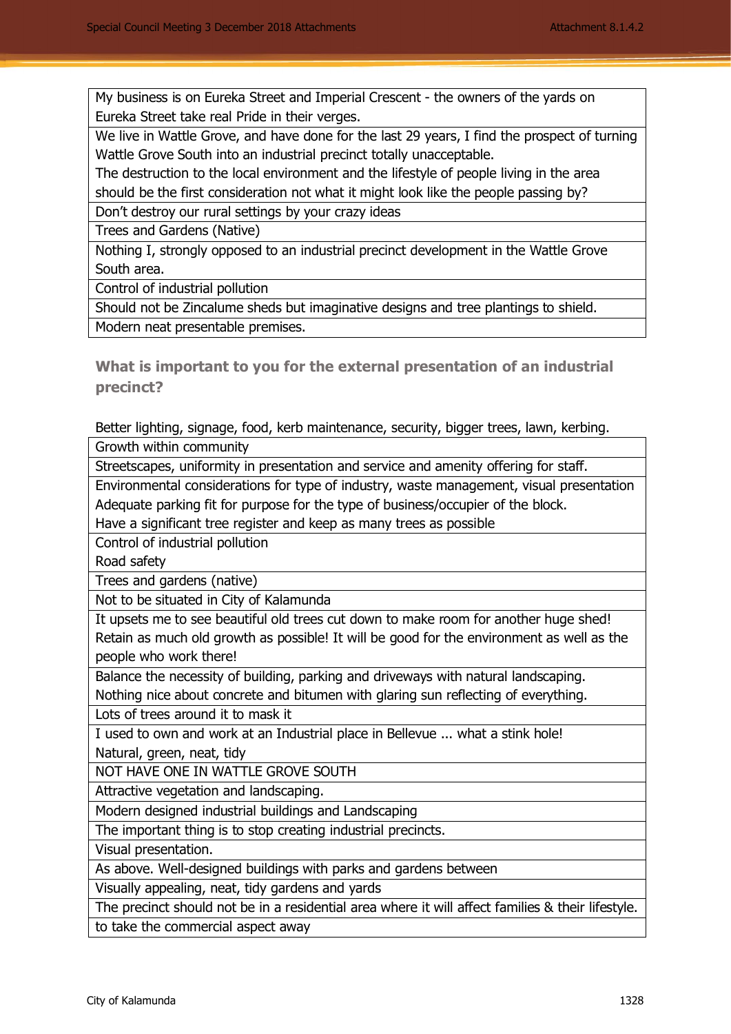| My business is on Eureka Street and Imperial Crescent - the owners of the yards on Eureka Street take real Pride in their verges. |
|---|
| We live in Wattle Grove, and have done for the last 29 years, I find the prospect of turning Wattle Grove South into an industrial precinct totally unacceptable.<br>The destruction to the local environment and the lifestyle of people living in the area should be the first consideration not what it might look like the people passing by? |
| Don't destroy our rural settings by your crazy ideas |
| Trees and Gardens (Native) |
| Nothing I, strongly opposed to an industrial precinct development in the Wattle Grove South area. |
| Control of industrial pollution |
| Should not be Zincalume sheds but imaginative designs and tree plantings to shield. |
| Modern neat presentable premises. |

### What is important to you for the external presentation of an industrial precinct?

| Better lighting, signage, food, kerb maintenance, security, bigger trees, lawn, kerbing. |
|---|
| Growth within community |
| Streetscapes, uniformity in presentation and service and amenity offering for staff. |
| Environmental considerations for type of industry, waste management, visual presentation<br>Adequate parking fit for purpose for the type of business/occupier of the block.<br>Have a significant tree register and keep as many trees as possible |
| Control of industrial pollution<br>Road safety |
| Trees and gardens (native) |
| Not to be situated in City of Kalamunda |
| It upsets me to see beautiful old trees cut down to make room for another huge shed! Retain as much old growth as possible! It will be good for the environment as well as the people who work there! |
| Balance the necessity of building, parking and driveways with natural landscaping.<br>Nothing nice about concrete and bitumen with glaring sun reflecting of everything. |
| Lots of trees around it to mask it |
| I used to own and work at an Industrial place in Bellevue ... what a stink hole!<br>Natural, green, neat, tidy |
| NOT HAVE ONE IN WATTLE GROVE SOUTH |
| Attractive vegetation and landscaping. |
| Modern designed industrial buildings and Landscaping |
| The important thing is to stop creating industrial precincts. |
| Visual presentation. |
| As above. Well-designed buildings with parks and gardens between |
| Visually appealing, neat, tidy gardens and yards |
| The precinct should not be in a residential area where it will affect families & their lifestyle. |
| to take the commercial aspect away |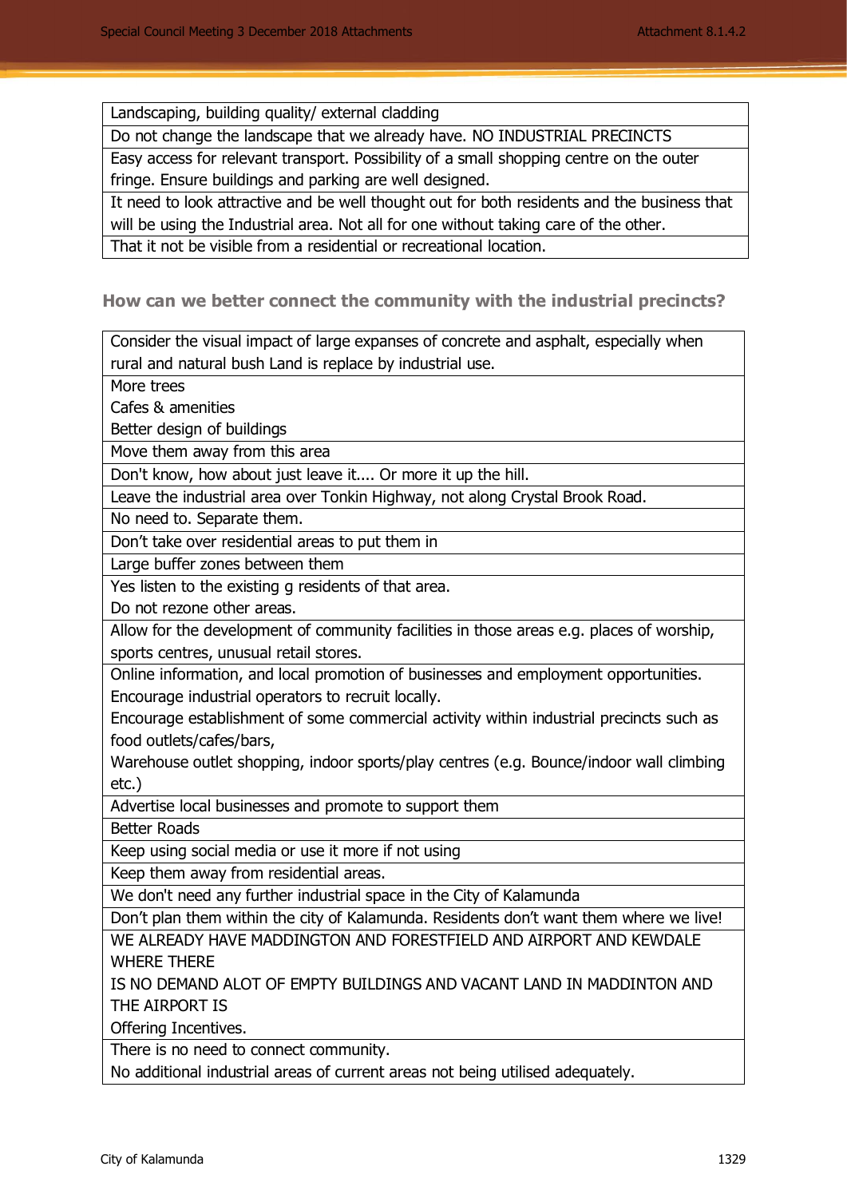| Landscaping, building quality/ external cladding |
|---|
| Do not change the landscape that we already have. NO INDUSTRIAL PRECINCTS |
| Easy access for relevant transport. Possibility of a small shopping centre on the outer fringe. Ensure buildings and parking are well designed. |
| It need to look attractive and be well thought out for both residents and the business that will be using the Industrial area. Not all for one without taking care of the other. |
| That it not be visible from a residential or recreational location. |

### How can we better connect the community with the industrial precincts?

| Consider the visual impact of large expanses of concrete and asphalt, especially when rural and natural bush Land is replace by industrial use. |
|---|
| More trees<br>Cafes & amenities<br>Better design of buildings |
| Move them away from this area |
| Don't know, how about just leave it.... Or more it up the hill. |
| Leave the industrial area over Tonkin Highway, not along Crystal Brook Road. |
| No need to. Separate them. |
| Don't take over residential areas to put them in |
| Large buffer zones between them |
| Yes listen to the existing g residents of that area.<br>Do not rezone other areas. |
| Allow for the development of community facilities in those areas e.g. places of worship, sports centres, unusual retail stores. |
| Online information, and local promotion of businesses and employment opportunities.<br>Encourage industrial operators to recruit locally.<br>Encourage establishment of some commercial activity within industrial precincts such as food outlets/cafes/bars,<br>Warehouse outlet shopping, indoor sports/play centres (e.g. Bounce/indoor wall climbing etc.) |
| Advertise local businesses and promote to support them |
| Better Roads |
| Keep using social media or use it more if not using |
| Keep them away from residential areas. |
| We don't need any further industrial space in the City of Kalamunda |
| Don't plan them within the city of Kalamunda. Residents don't want them where we live! |
| WE ALREADY HAVE MADDINGTON AND FORESTFIELD AND AIRPORT AND KEWDALE WHERE THERE<br>IS NO DEMAND ALOT OF EMPTY BUILDINGS AND VACANT LAND IN MADDINTON AND THE AIRPORT IS<br>Offering Incentives. |
| There is no need to connect community.<br>No additional industrial areas of current areas not being utilised adequately. |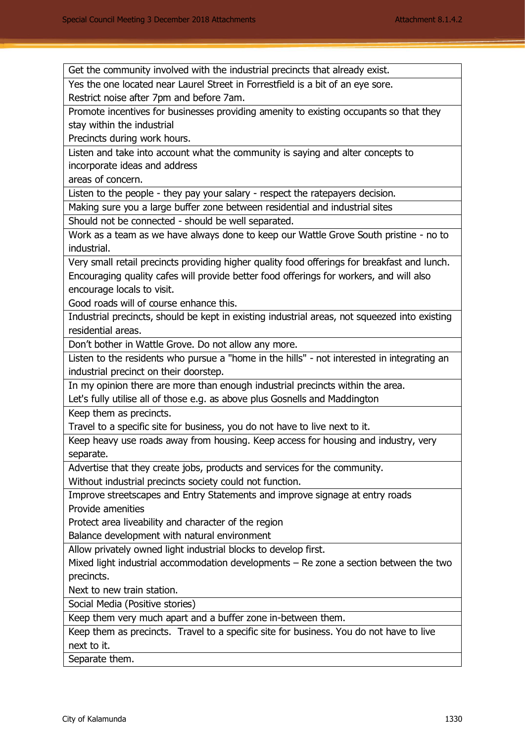| Get the community involved with the industrial precincts that already exist. |
|---|
| Yes the one located near Laurel Street in Forrestfield is a bit of an eye sore.<br>Restrict noise after 7pm and before 7am. |
| Promote incentives for businesses providing amenity to existing occupants so that they stay within the industrial<br>Precincts during work hours. |
| Listen and take into account what the community is saying and alter concepts to incorporate ideas and address<br>areas of concern. |
| Listen to the people - they pay your salary - respect the ratepayers decision. |
| Making sure you a large buffer zone between residential and industrial sites |
| Should not be connected - should be well separated. |
| Work as a team as we have always done to keep our Wattle Grove South pristine - no to industrial. |
| Very small retail precincts providing higher quality food offerings for breakfast and lunch. Encouraging quality cafes will provide better food offerings for workers, and will also encourage locals to visit.<br>Good roads will of course enhance this. |
| Industrial precincts, should be kept in existing industrial areas, not squeezed into existing residential areas. |
| Don't bother in Wattle Grove. Do not allow any more. |
| Listen to the residents who pursue a "home in the hills" - not interested in integrating an industrial precinct on their doorstep. |
| In my opinion there are more than enough industrial precincts within the area.<br>Let's fully utilise all of those e.g. as above plus Gosnells and Maddington |
| Keep them as precincts.<br>Travel to a specific site for business, you do not have to live next to it. |
| Keep heavy use roads away from housing. Keep access for housing and industry, very separate. |
| Advertise that they create jobs, products and services for the community.<br>Without industrial precincts society could not function. |
| Improve streetscapes and Entry Statements and improve signage at entry roads<br>Provide amenities<br>Protect area liveability and character of the region<br>Balance development with natural environment |
| Allow privately owned light industrial blocks to develop first.<br>Mixed light industrial accommodation developments – Re zone a section between the two precincts.<br>Next to new train station. |
| Social Media (Positive stories) |
| Keep them very much apart and a buffer zone in-between them. |
| Keep them as precincts. Travel to a specific site for business. You do not have to live next to it. |
| Separate them. |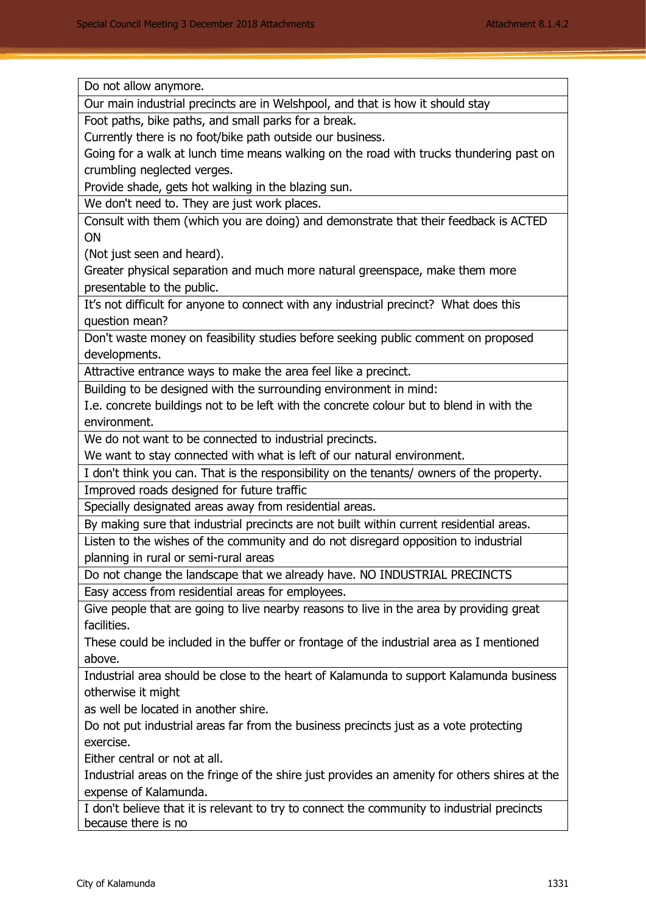| Do not allow anymore. |
|---|
| Our main industrial precincts are in Welshpool, and that is how it should stay |
| Foot paths, bike paths, and small parks for a break.<br>Currently there is no foot/bike path outside our business.<br>Going for a walk at lunch time means walking on the road with trucks thundering past on crumbling neglected verges.<br>Provide shade, gets hot walking in the blazing sun. |
| We don't need to. They are just work places. |
| Consult with them (which you are doing) and demonstrate that their feedback is ACTED ON<br>(Not just seen and heard).<br>Greater physical separation and much more natural greenspace, make them more presentable to the public. |
| It's not difficult for anyone to connect with any industrial precinct? What does this question mean? |
| Don't waste money on feasibility studies before seeking public comment on proposed developments. |
| Attractive entrance ways to make the area feel like a precinct. |
| Building to be designed with the surrounding environment in mind:<br>I.e. concrete buildings not to be left with the concrete colour but to blend in with the environment. |
| We do not want to be connected to industrial precincts.<br>We want to stay connected with what is left of our natural environment. |
| I don't think you can. That is the responsibility on the tenants/ owners of the property. |
| Improved roads designed for future traffic |
| Specially designated areas away from residential areas. |
| By making sure that industrial precincts are not built within current residential areas. |
| Listen to the wishes of the community and do not disregard opposition to industrial planning in rural or semi-rural areas |
| Do not change the landscape that we already have. NO INDUSTRIAL PRECINCTS |
| Easy access from residential areas for employees. |
| Give people that are going to live nearby reasons to live in the area by providing great facilities.<br>These could be included in the buffer or frontage of the industrial area as I mentioned above. |
| Industrial area should be close to the heart of Kalamunda to support Kalamunda business otherwise it might<br>as well be located in another shire.<br>Do not put industrial areas far from the business precincts just as a vote protecting exercise.<br>Either central or not at all.<br>Industrial areas on the fringe of the shire just provides an amenity for others shires at the expense of Kalamunda. |
| I don't believe that it is relevant to try to connect the community to industrial precincts because there is no |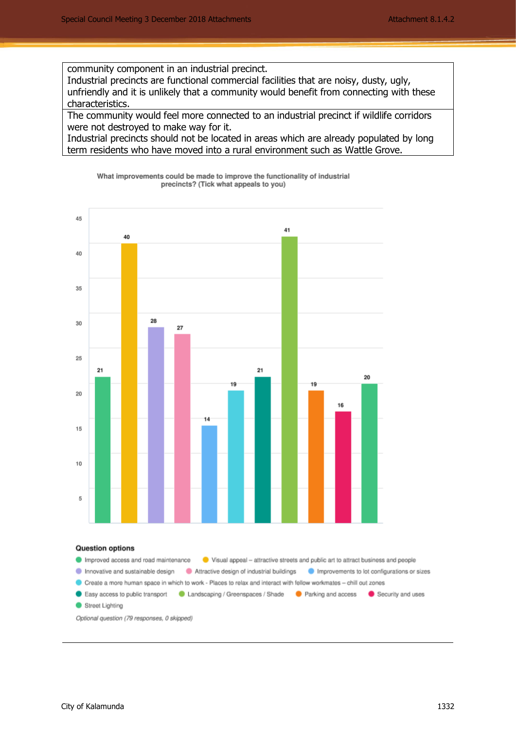| community component in an industrial precinct. Industrial precincts are functional commercial facilities that are noisy, dusty, ugly, unfriendly and it is unlikely that a community would benefit from connecting with these characteristics. |
|---|
| The community would feel more connected to an industrial precinct if wildlife corridors were not destroyed to make way for it. Industrial precincts should not be located in areas which are already populated by long term residents who have moved into a rural environment such as Wattle Grove. |

**What improvements could be made to improve the functionality of industrial precincts? (Tick what appeals to you)**

| Question option | Responses |
|---|---|
| Improved access and road maintenance | 21 |
| Visual appeal – attractive streets and public art to attract business and people | 40 |
| Innovative and sustainable design | 28 |
| Attractive design of industrial buildings | 27 |
| Improvements to lot configurations or sizes | 14 |
| Create a more human space in which to work - Places to relax and interact with fellow workmates – chill out zones | 19 |
| Easy access to public transport | 21 |
| Landscaping / Greenspaces / Shade | 41 |
| Parking and access | 19 |
| Security and uses | 16 |
| Street Lighting | 20 |

*Optional question (79 responses, 0 skipped)*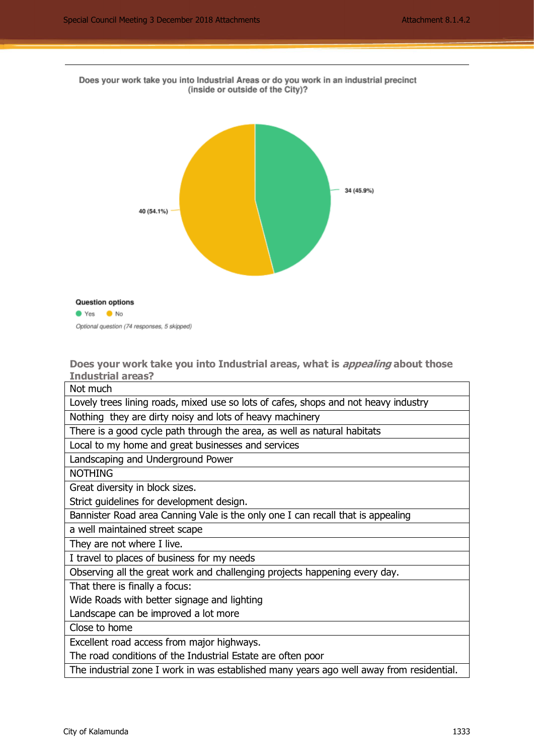Does your work take you into Industrial Areas or do you work in an industrial precinct (inside or outside of the City)?

34 (45.9%)

40 (54.1%)

**Question options**

- Yes
- No

*Optional question (74 responses, 5 skipped)*

### Does your work take you into Industrial areas, what is *appealing* about those Industrial areas?

| |
|---|
| Not much |
| Lovely trees lining roads, mixed use so lots of cafes, shops and not heavy industry |
| Nothing they are dirty noisy and lots of heavy machinery |
| There is a good cycle path through the area, as well as natural habitats |
| Local to my home and great businesses and services |
| Landscaping and Underground Power |
| NOTHING |
| Great diversity in block sizes.<br>Strict guidelines for development design. |
| Bannister Road area Canning Vale is the only one I can recall that is appealing |
| a well maintained street scape |
| They are not where I live. |
| I travel to places of business for my needs |
| Observing all the great work and challenging projects happening every day. |
| That there is finally a focus:<br>Wide Roads with better signage and lighting<br>Landscape can be improved a lot more |
| Close to home |
| Excellent road access from major highways.<br>The road conditions of the Industrial Estate are often poor |
| The industrial zone I work in was established many years ago well away from residential. |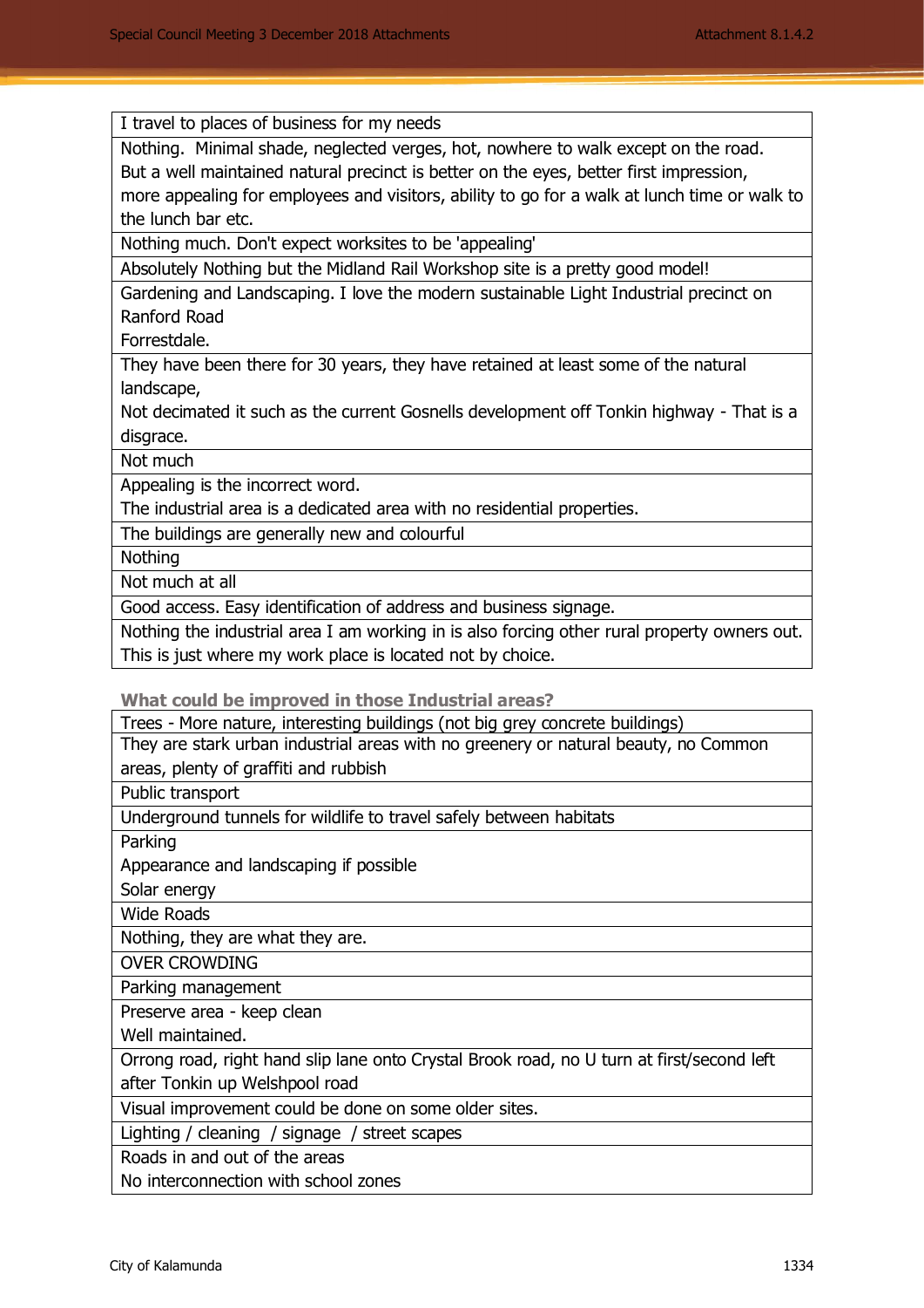| I travel to places of business for my needs |
|---|
| Nothing. Minimal shade, neglected verges, hot, nowhere to walk except on the road. But a well maintained natural precinct is better on the eyes, better first impression, more appealing for employees and visitors, ability to go for a walk at lunch time or walk to the lunch bar etc. |
| Nothing much. Don't expect worksites to be 'appealing' |
| Absolutely Nothing but the Midland Rail Workshop site is a pretty good model! |
| Gardening and Landscaping. I love the modern sustainable Light Industrial precinct on Ranford Road Forrestdale. |
| They have been there for 30 years, they have retained at least some of the natural landscape, Not decimated it such as the current Gosnells development off Tonkin highway - That is a disgrace. |
| Not much |
| Appealing is the incorrect word. The industrial area is a dedicated area with no residential properties. |
| The buildings are generally new and colourful |
| Nothing |
| Not much at all |
| Good access. Easy identification of address and business signage. |
| Nothing the industrial area I am working in is also forcing other rural property owners out. This is just where my work place is located not by choice. |

### What could be improved in those Industrial areas?

| Trees - More nature, interesting buildings (not big grey concrete buildings) |
|---|
| They are stark urban industrial areas with no greenery or natural beauty, no Common areas, plenty of graffiti and rubbish |
| Public transport |
| Underground tunnels for wildlife to travel safely between habitats |
| Parking<br>Appearance and landscaping if possible<br>Solar energy |
| Wide Roads |
| Nothing, they are what they are. |
| OVER CROWDING |
| Parking management |
| Preserve area - keep clean<br>Well maintained. |
| Orrong road, right hand slip lane onto Crystal Brook road, no U turn at first/second left after Tonkin up Welshpool road |
| Visual improvement could be done on some older sites. |
| Lighting / cleaning / signage / street scapes |
| Roads in and out of the areas<br>No interconnection with school zones |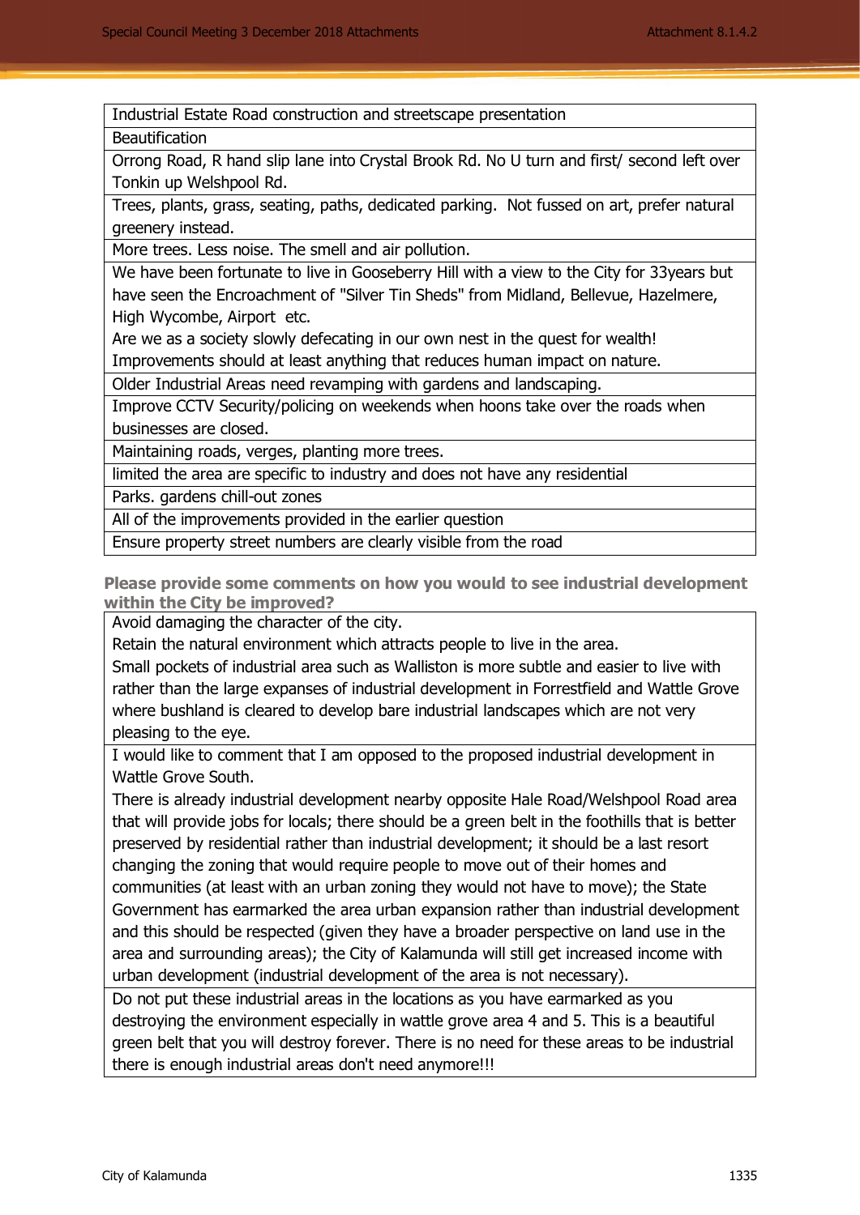| Industrial Estate Road construction and streetscape presentation |
|---|
| Beautification |
| Orrong Road, R hand slip lane into Crystal Brook Rd. No U turn and first/ second left over Tonkin up Welshpool Rd. |
| Trees, plants, grass, seating, paths, dedicated parking. Not fussed on art, prefer natural greenery instead. |
| More trees. Less noise. The smell and air pollution. |
| We have been fortunate to live in Gooseberry Hill with a view to the City for 33years but have seen the Encroachment of "Silver Tin Sheds" from Midland, Bellevue, Hazelmere, High Wycombe, Airport etc.<br>Are we as a society slowly defecating in our own nest in the quest for wealth!<br>Improvements should at least anything that reduces human impact on nature. |
| Older Industrial Areas need revamping with gardens and landscaping. |
| Improve CCTV Security/policing on weekends when hoons take over the roads when businesses are closed. |
| Maintaining roads, verges, planting more trees. |
| limited the area are specific to industry and does not have any residential |
| Parks. gardens chill-out zones |
| All of the improvements provided in the earlier question |
| Ensure property street numbers are clearly visible from the road |

**Please provide some comments on how you would to see industrial development within the City be improved?**

| Avoid damaging the character of the city.<br>Retain the natural environment which attracts people to live in the area.<br>Small pockets of industrial area such as Walliston is more subtle and easier to live with rather than the large expanses of industrial development in Forrestfield and Wattle Grove where bushland is cleared to develop bare industrial landscapes which are not very pleasing to the eye. |
|---|
| I would like to comment that I am opposed to the proposed industrial development in Wattle Grove South.<br>There is already industrial development nearby opposite Hale Road/Welshpool Road area that will provide jobs for locals; there should be a green belt in the foothills that is better preserved by residential rather than industrial development; it should be a last resort changing the zoning that would require people to move out of their homes and communities (at least with an urban zoning they would not have to move); the State Government has earmarked the area urban expansion rather than industrial development and this should be respected (given they have a broader perspective on land use in the area and surrounding areas); the City of Kalamunda will still get increased income with urban development (industrial development of the area is not necessary). |
| Do not put these industrial areas in the locations as you have earmarked as you destroying the environment especially in wattle grove area 4 and 5. This is a beautiful green belt that you will destroy forever. There is no need for these areas to be industrial there is enough industrial areas don't need anymore!!! |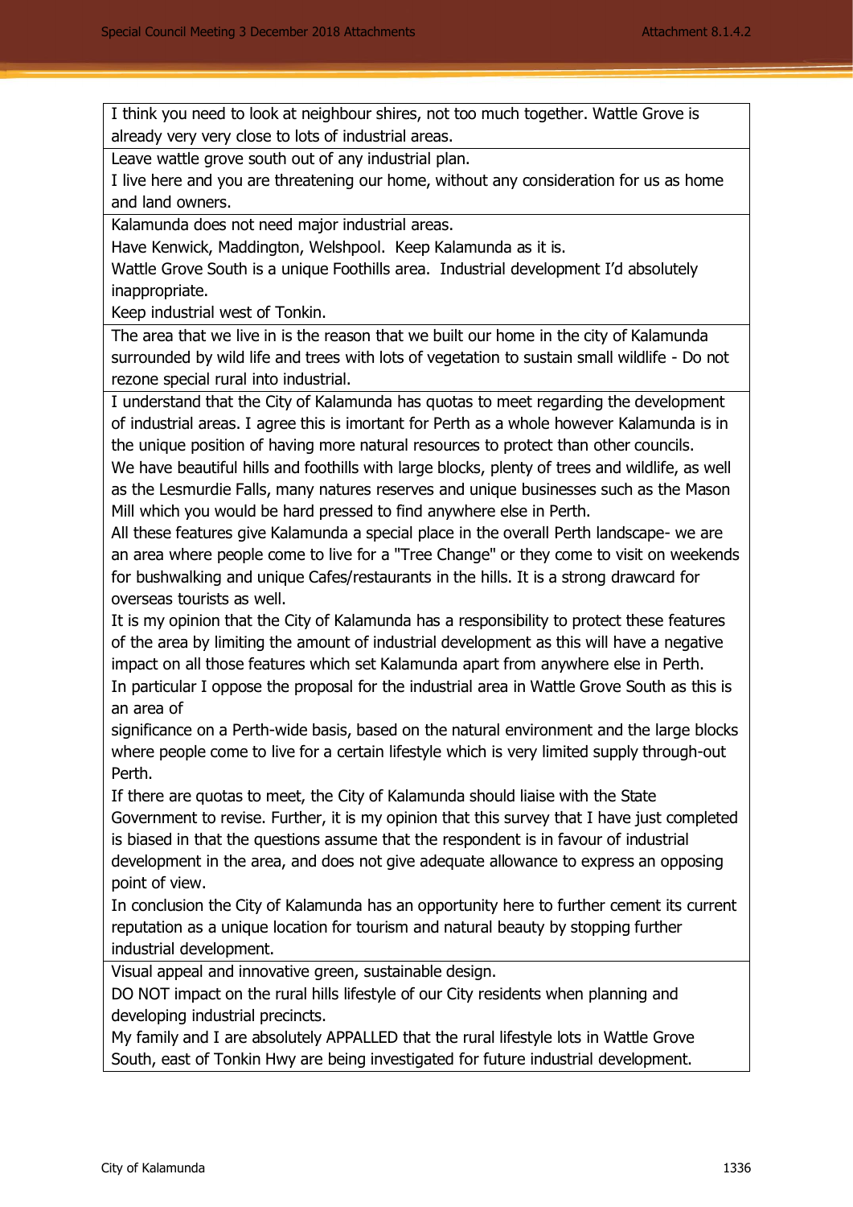| |
|---|
| I think you need to look at neighbour shires, not too much together. Wattle Grove is already very very close to lots of industrial areas. |
| Leave wattle grove south out of any industrial plan.<br>I live here and you are threatening our home, without any consideration for us as home and land owners. |
| Kalamunda does not need major industrial areas.<br>Have Kenwick, Maddington, Welshpool. Keep Kalamunda as it is.<br>Wattle Grove South is a unique Foothills area. Industrial development I'd absolutely inappropriate.<br>Keep industrial west of Tonkin. |
| The area that we live in is the reason that we built our home in the city of Kalamunda surrounded by wild life and trees with lots of vegetation to sustain small wildlife - Do not rezone special rural into industrial. |
| I understand that the City of Kalamunda has quotas to meet regarding the development of industrial areas. I agree this is imortant for Perth as a whole however Kalamunda is in the unique position of having more natural resources to protect than other councils.<br>We have beautiful hills and foothills with large blocks, plenty of trees and wildlife, as well as the Lesmurdie Falls, many natures reserves and unique businesses such as the Mason Mill which you would be hard pressed to find anywhere else in Perth.<br>All these features give Kalamunda a special place in the overall Perth landscape- we are an area where people come to live for a "Tree Change" or they come to visit on weekends for bushwalking and unique Cafes/restaurants in the hills. It is a strong drawcard for overseas tourists as well.<br>It is my opinion that the City of Kalamunda has a responsibility to protect these features of the area by limiting the amount of industrial development as this will have a negative impact on all those features which set Kalamunda apart from anywhere else in Perth.<br>In particular I oppose the proposal for the industrial area in Wattle Grove South as this is an area of<br>significance on a Perth-wide basis, based on the natural environment and the large blocks where people come to live for a certain lifestyle which is very limited supply through-out Perth.<br>If there are quotas to meet, the City of Kalamunda should liaise with the State Government to revise. Further, it is my opinion that this survey that I have just completed is biased in that the questions assume that the respondent is in favour of industrial development in the area, and does not give adequate allowance to express an opposing point of view.<br>In conclusion the City of Kalamunda has an opportunity here to further cement its current reputation as a unique location for tourism and natural beauty by stopping further industrial development. |
| Visual appeal and innovative green, sustainable design.<br>DO NOT impact on the rural hills lifestyle of our City residents when planning and developing industrial precincts.<br>My family and I are absolutely APPALLED that the rural lifestyle lots in Wattle Grove South, east of Tonkin Hwy are being investigated for future industrial development. |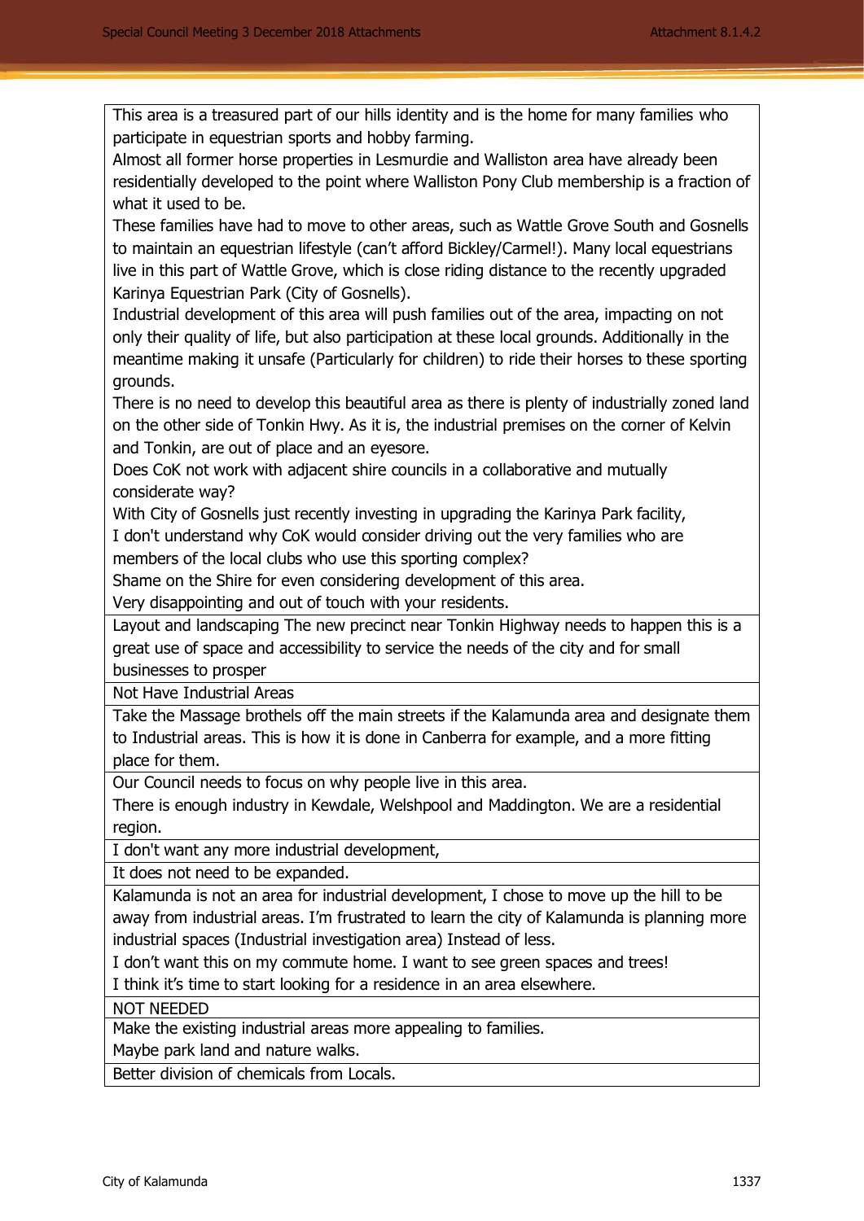| |
|---|
| This area is a treasured part of our hills identity and is the home for many families who participate in equestrian sports and hobby farming.<br>Almost all former horse properties in Lesmurdie and Walliston area have already been residentially developed to the point where Walliston Pony Club membership is a fraction of what it used to be.<br>These families have had to move to other areas, such as Wattle Grove South and Gosnells to maintain an equestrian lifestyle (can't afford Bickley/Carmel!). Many local equestrians live in this part of Wattle Grove, which is close riding distance to the recently upgraded Karinya Equestrian Park (City of Gosnells).<br>Industrial development of this area will push families out of the area, impacting on not only their quality of life, but also participation at these local grounds. Additionally in the meantime making it unsafe (Particularly for children) to ride their horses to these sporting grounds.<br>There is no need to develop this beautiful area as there is plenty of industrially zoned land on the other side of Tonkin Hwy. As it is, the industrial premises on the corner of Kelvin and Tonkin, are out of place and an eyesore.<br>Does CoK not work with adjacent shire councils in a collaborative and mutually considerate way?<br>With City of Gosnells just recently investing in upgrading the Karinya Park facility,<br>I don't understand why CoK would consider driving out the very families who are members of the local clubs who use this sporting complex?<br>Shame on the Shire for even considering development of this area.<br>Very disappointing and out of touch with your residents. |
| Layout and landscaping The new precinct near Tonkin Highway needs to happen this is a great use of space and accessibility to service the needs of the city and for small businesses to prosper |
| Not Have Industrial Areas |
| Take the Massage brothels off the main streets if the Kalamunda area and designate them to Industrial areas. This is how it is done in Canberra for example, and a more fitting place for them. |
| Our Council needs to focus on why people live in this area.<br>There is enough industry in Kewdale, Welshpool and Maddington. We are a residential region. |
| I don't want any more industrial development, |
| It does not need to be expanded. |
| Kalamunda is not an area for industrial development, I chose to move up the hill to be away from industrial areas. I'm frustrated to learn the city of Kalamunda is planning more industrial spaces (Industrial investigation area) Instead of less.<br>I don't want this on my commute home. I want to see green spaces and trees!<br>I think it's time to start looking for a residence in an area elsewhere. |
| NOT NEEDED |
| Make the existing industrial areas more appealing to families.<br>Maybe park land and nature walks. |
| Better division of chemicals from Locals. |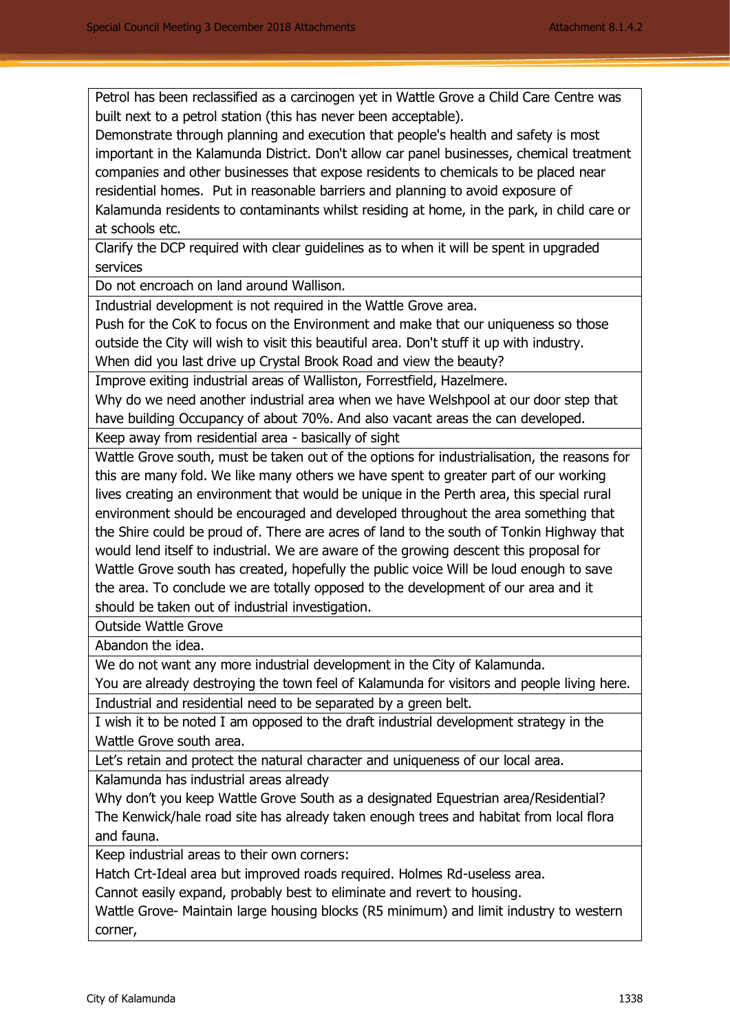| |
|---|
| Petrol has been reclassified as a carcinogen yet in Wattle Grove a Child Care Centre was built next to a petrol station (this has never been acceptable).<br>Demonstrate through planning and execution that people's health and safety is most important in the Kalamunda District. Don't allow car panel businesses, chemical treatment companies and other businesses that expose residents to chemicals to be placed near residential homes. Put in reasonable barriers and planning to avoid exposure of Kalamunda residents to contaminants whilst residing at home, in the park, in child care or at schools etc. |
| Clarify the DCP required with clear guidelines as to when it will be spent in upgraded services |
| Do not encroach on land around Wallison. |
| Industrial development is not required in the Wattle Grove area.<br>Push for the CoK to focus on the Environment and make that our uniqueness so those outside the City will wish to visit this beautiful area. Don't stuff it up with industry.<br>When did you last drive up Crystal Brook Road and view the beauty? |
| Improve exiting industrial areas of Walliston, Forrestfield, Hazelmere.<br>Why do we need another industrial area when we have Welshpool at our door step that have building Occupancy of about 70%. And also vacant areas the can developed. |
| Keep away from residential area - basically of sight |
| Wattle Grove south, must be taken out of the options for industrialisation, the reasons for this are many fold. We like many others we have spent to greater part of our working lives creating an environment that would be unique in the Perth area, this special rural environment should be encouraged and developed throughout the area something that the Shire could be proud of. There are acres of land to the south of Tonkin Highway that would lend itself to industrial. We are aware of the growing descent this proposal for Wattle Grove south has created, hopefully the public voice Will be loud enough to save the area. To conclude we are totally opposed to the development of our area and it should be taken out of industrial investigation. |
| Outside Wattle Grove |
| Abandon the idea. |
| We do not want any more industrial development in the City of Kalamunda.<br>You are already destroying the town feel of Kalamunda for visitors and people living here. |
| Industrial and residential need to be separated by a green belt. |
| I wish it to be noted I am opposed to the draft industrial development strategy in the Wattle Grove south area. |
| Let’s retain and protect the natural character and uniqueness of our local area. |
| Kalamunda has industrial areas already<br>Why don’t you keep Wattle Grove South as a designated Equestrian area/Residential?<br>The Kenwick/hale road site has already taken enough trees and habitat from local flora and fauna. |
| Keep industrial areas to their own corners:<br>Hatch Crt-Ideal area but improved roads required. Holmes Rd-useless area.<br>Cannot easily expand, probably best to eliminate and revert to housing.<br>Wattle Grove- Maintain large housing blocks (R5 minimum) and limit industry to western corner, |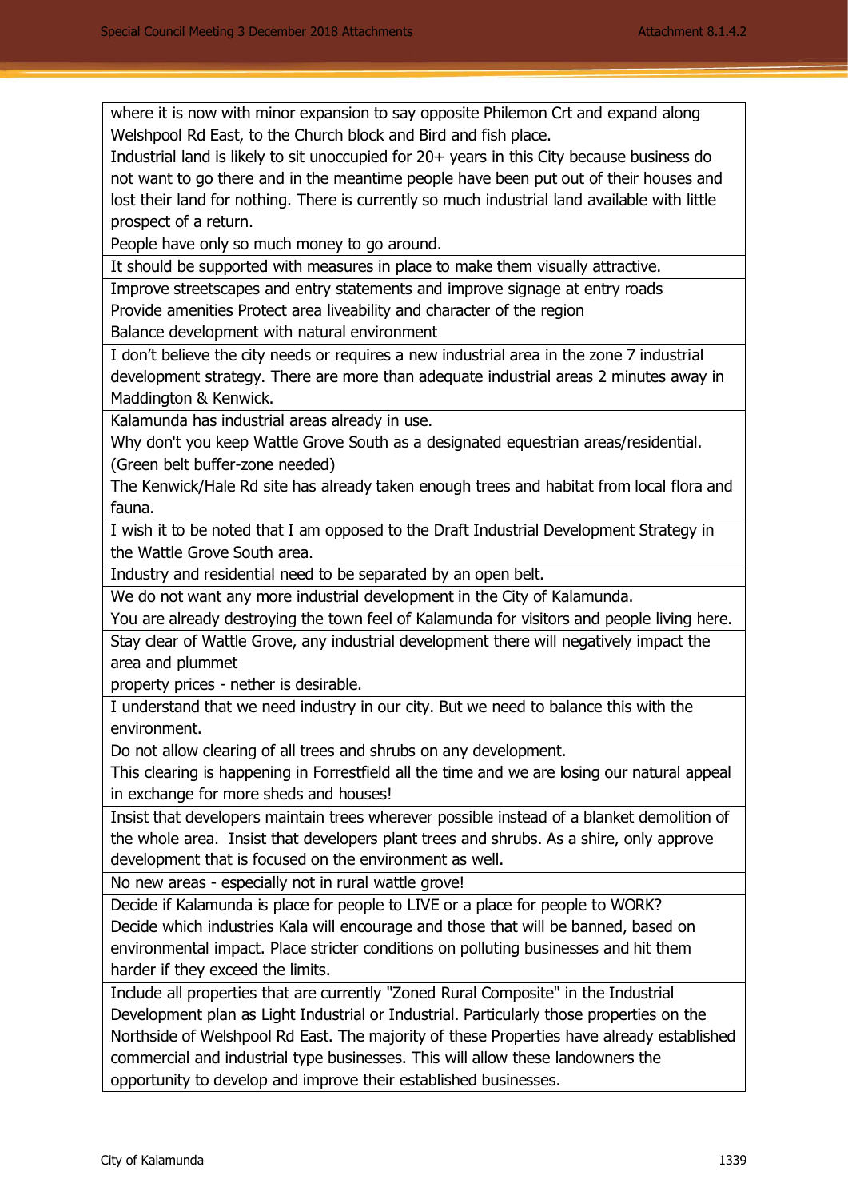| |
|---|
| where it is now with minor expansion to say opposite Philemon Crt and expand along Welshpool Rd East, to the Church block and Bird and fish place.<br>Industrial land is likely to sit unoccupied for 20+ years in this City because business do not want to go there and in the meantime people have been put out of their houses and lost their land for nothing. There is currently so much industrial land available with little prospect of a return.<br>People have only so much money to go around. |
| It should be supported with measures in place to make them visually attractive. |
| Improve streetscapes and entry statements and improve signage at entry roads<br>Provide amenities Protect area liveability and character of the region<br>Balance development with natural environment |
| I don't believe the city needs or requires a new industrial area in the zone 7 industrial development strategy. There are more than adequate industrial areas 2 minutes away in Maddington & Kenwick. |
| Kalamunda has industrial areas already in use.<br>Why don't you keep Wattle Grove South as a designated equestrian areas/residential. (Green belt buffer-zone needed)<br>The Kenwick/Hale Rd site has already taken enough trees and habitat from local flora and fauna. |
| I wish it to be noted that I am opposed to the Draft Industrial Development Strategy in the Wattle Grove South area. |
| Industry and residential need to be separated by an open belt. |
| We do not want any more industrial development in the City of Kalamunda.<br>You are already destroying the town feel of Kalamunda for visitors and people living here. |
| Stay clear of Wattle Grove, any industrial development there will negatively impact the area and plummet<br>property prices - nether is desirable. |
| I understand that we need industry in our city. But we need to balance this with the environment.<br>Do not allow clearing of all trees and shrubs on any development.<br>This clearing is happening in Forrestfield all the time and we are losing our natural appeal in exchange for more sheds and houses! |
| Insist that developers maintain trees wherever possible instead of a blanket demolition of the whole area. Insist that developers plant trees and shrubs. As a shire, only approve development that is focused on the environment as well. |
| No new areas - especially not in rural wattle grove! |
| Decide if Kalamunda is place for people to LIVE or a place for people to WORK?<br>Decide which industries Kala will encourage and those that will be banned, based on environmental impact. Place stricter conditions on polluting businesses and hit them harder if they exceed the limits. |
| Include all properties that are currently "Zoned Rural Composite" in the Industrial Development plan as Light Industrial or Industrial. Particularly those properties on the Northside of Welshpool Rd East. The majority of these Properties have already established commercial and industrial type businesses. This will allow these landowners the opportunity to develop and improve their established businesses. |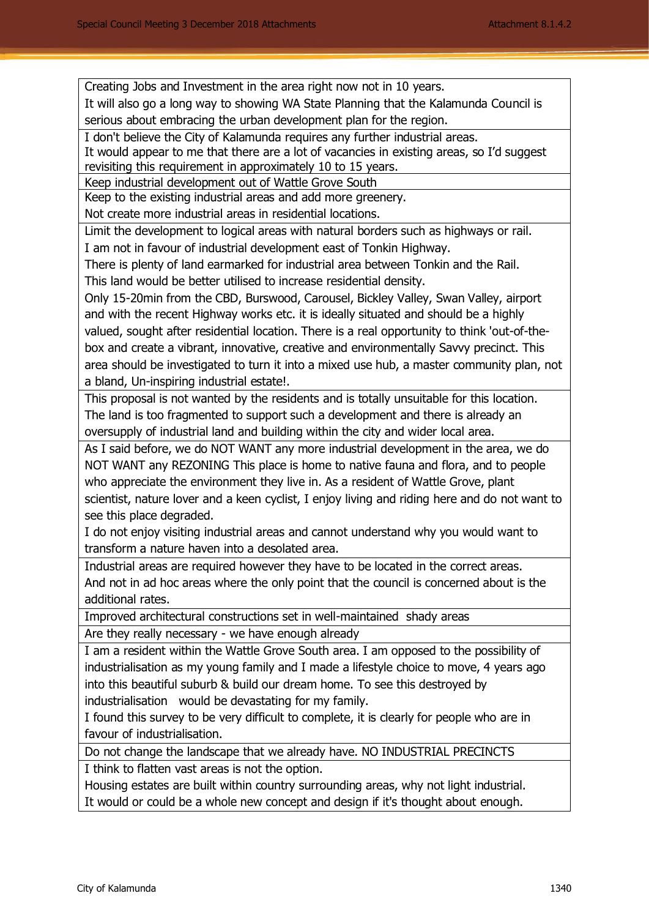| |
|---|
| Creating Jobs and Investment in the area right now not in 10 years.<br>It will also go a long way to showing WA State Planning that the Kalamunda Council is serious about embracing the urban development plan for the region. |
| I don't believe the City of Kalamunda requires any further industrial areas.<br>It would appear to me that there are a lot of vacancies in existing areas, so I'd suggest revisiting this requirement in approximately 10 to 15 years. |
| Keep industrial development out of Wattle Grove South |
| Keep to the existing industrial areas and add more greenery.<br>Not create more industrial areas in residential locations. |
| Limit the development to logical areas with natural borders such as highways or rail.<br>I am not in favour of industrial development east of Tonkin Highway.<br>There is plenty of land earmarked for industrial area between Tonkin and the Rail.<br>This land would be better utilised to increase residential density.<br>Only 15-20min from the CBD, Burswood, Carousel, Bickley Valley, Swan Valley, airport and with the recent Highway works etc. it is ideally situated and should be a highly valued, sought after residential location. There is a real opportunity to think 'out-of-the-box and create a vibrant, innovative, creative and environmentally Savvy precinct. This area should be investigated to turn it into a mixed use hub, a master community plan, not a bland, Un-inspiring industrial estate!. |
| This proposal is not wanted by the residents and is totally unsuitable for this location. The land is too fragmented to support such a development and there is already an oversupply of industrial land and building within the city and wider local area. |
| As I said before, we do NOT WANT any more industrial development in the area, we do NOT WANT any REZONING This place is home to native fauna and flora, and to people who appreciate the environment they live in. As a resident of Wattle Grove, plant scientist, nature lover and a keen cyclist, I enjoy living and riding here and do not want to see this place degraded.<br>I do not enjoy visiting industrial areas and cannot understand why you would want to transform a nature haven into a desolated area. |
| Industrial areas are required however they have to be located in the correct areas.<br>And not in ad hoc areas where the only point that the council is concerned about is the additional rates. |
| Improved architectural constructions set in well-maintained shady areas |
| Are they really necessary - we have enough already |
| I am a resident within the Wattle Grove South area. I am opposed to the possibility of industrialisation as my young family and I made a lifestyle choice to move, 4 years ago into this beautiful suburb & build our dream home. To see this destroyed by industrialisation would be devastating for my family.<br>I found this survey to be very difficult to complete, it is clearly for people who are in favour of industrialisation. |
| Do not change the landscape that we already have. NO INDUSTRIAL PRECINCTS |
| I think to flatten vast areas is not the option.<br>Housing estates are built within country surrounding areas, why not light industrial.<br>It would or could be a whole new concept and design if it's thought about enough. |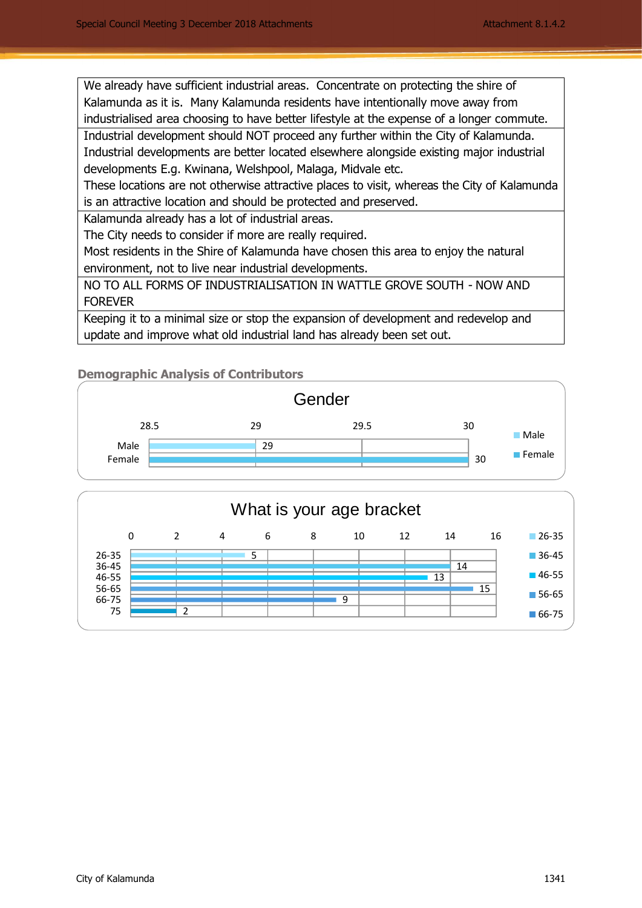| |
|---|
| We already have sufficient industrial areas. Concentrate on protecting the shire of Kalamunda as it is. Many Kalamunda residents have intentionally move away from industrialised area choosing to have better lifestyle at the expense of a longer commute. |
| Industrial development should NOT proceed any further within the City of Kalamunda. Industrial developments are better located elsewhere alongside existing major industrial developments E.g. Kwinana, Welshpool, Malaga, Midvale etc.<br>These locations are not otherwise attractive places to visit, whereas the City of Kalamunda is an attractive location and should be protected and preserved. |
| Kalamunda already has a lot of industrial areas.<br>The City needs to consider if more are really required.<br>Most residents in the Shire of Kalamunda have chosen this area to enjoy the natural environment, not to live near industrial developments. |
| NO TO ALL FORMS OF INDUSTRIALISATION IN WATTLE GROVE SOUTH - NOW AND FOREVER |
| Keeping it to a minimal size or stop the expansion of development and redevelop and update and improve what old industrial land has already been set out. |

## Demographic Analysis of Contributors

**Gender**

| Gender | Count |
|---|---|
| Male | 29 |
| Female | 30 |

**What is your age bracket**

| Age bracket | Count |
|---|---|
| 26-35 | 5 |
| 36-45 | 14 |
| 46-55 | 13 |
| 56-65 | 15 |
| 66-75 | 9 |
| 75 | 2 |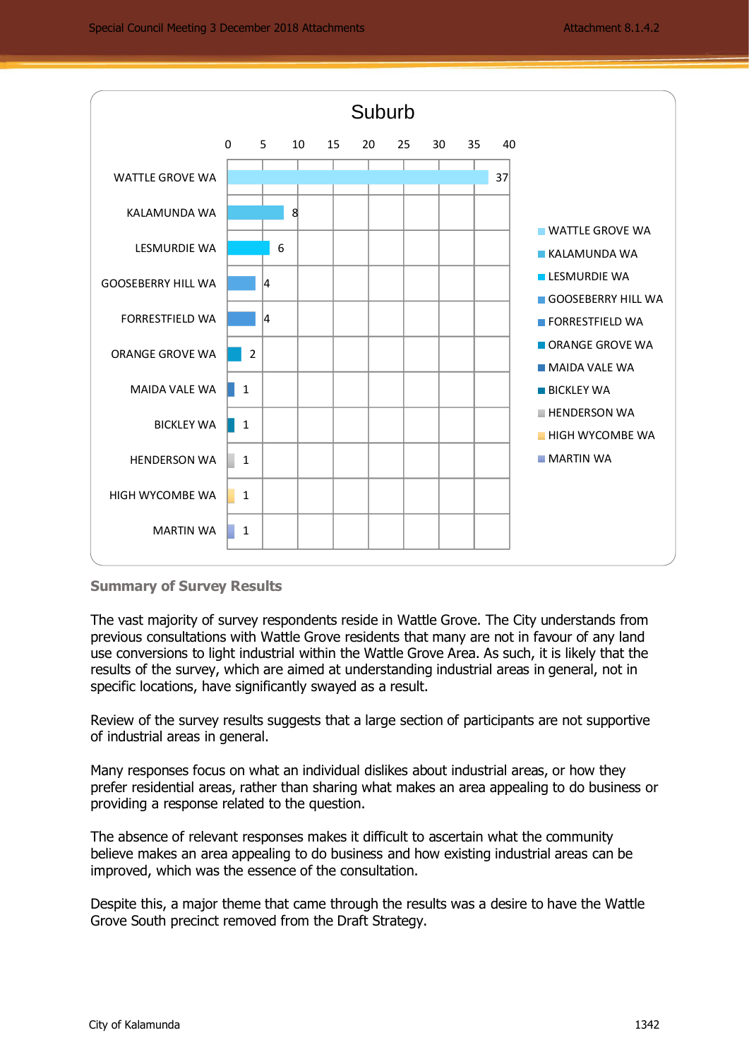**Suburb**

| Suburb | Count |
|---|---|
| WATTLE GROVE WA | 37 |
| KALAMUNDA WA | 8 |
| LESMURDIE WA | 6 |
| GOOSEBERRY HILL WA | 4 |
| FORRESTFIELD WA | 4 |
| ORANGE GROVE WA | 2 |
| MAIDA VALE WA | 1 |
| BICKLEY WA | 1 |
| HENDERSON WA | 1 |
| HIGH WYCOMBE WA | 1 |
| MARTIN WA | 1 |

**Summary of Survey Results**

The vast majority of survey respondents reside in Wattle Grove. The City understands from previous consultations with Wattle Grove residents that many are not in favour of any land use conversions to light industrial within the Wattle Grove Area. As such, it is likely that the results of the survey, which are aimed at understanding industrial areas in general, not in specific locations, have significantly swayed as a result.

Review of the survey results suggests that a large section of participants are not supportive of industrial areas in general.

Many responses focus on what an individual dislikes about industrial areas, or how they prefer residential areas, rather than sharing what makes an area appealing to do business or providing a response related to the question.

The absence of relevant responses makes it difficult to ascertain what the community believe makes an area appealing to do business and how existing industrial areas can be improved, which was the essence of the consultation.

Despite this, a major theme that came through the results was a desire to have the Wattle Grove South precinct removed from the Draft Strategy.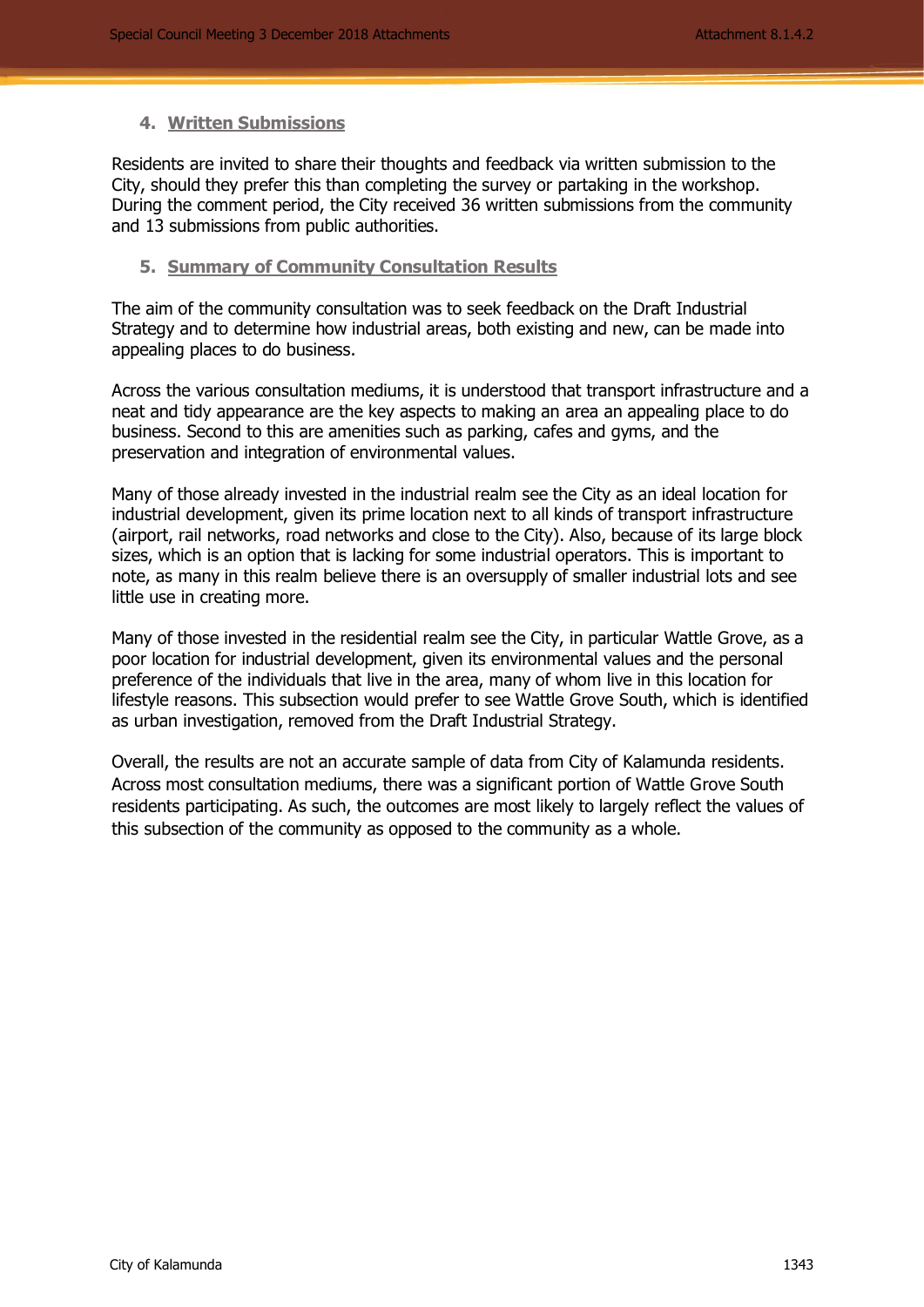## 4. Written Submissions

Residents are invited to share their thoughts and feedback via written submission to the City, should they prefer this than completing the survey or partaking in the workshop. During the comment period, the City received 36 written submissions from the community and 13 submissions from public authorities.

## 5. Summary of Community Consultation Results

The aim of the community consultation was to seek feedback on the Draft Industrial Strategy and to determine how industrial areas, both existing and new, can be made into appealing places to do business.

Across the various consultation mediums, it is understood that transport infrastructure and a neat and tidy appearance are the key aspects to making an area an appealing place to do business. Second to this are amenities such as parking, cafes and gyms, and the preservation and integration of environmental values.

Many of those already invested in the industrial realm see the City as an ideal location for industrial development, given its prime location next to all kinds of transport infrastructure (airport, rail networks, road networks and close to the City). Also, because of its large block sizes, which is an option that is lacking for some industrial operators. This is important to note, as many in this realm believe there is an oversupply of smaller industrial lots and see little use in creating more.

Many of those invested in the residential realm see the City, in particular Wattle Grove, as a poor location for industrial development, given its environmental values and the personal preference of the individuals that live in the area, many of whom live in this location for lifestyle reasons. This subsection would prefer to see Wattle Grove South, which is identified as urban investigation, removed from the Draft Industrial Strategy.

Overall, the results are not an accurate sample of data from City of Kalamunda residents. Across most consultation mediums, there was a significant portion of Wattle Grove South residents participating. As such, the outcomes are most likely to largely reflect the values of this subsection of the community as opposed to the community as a whole.